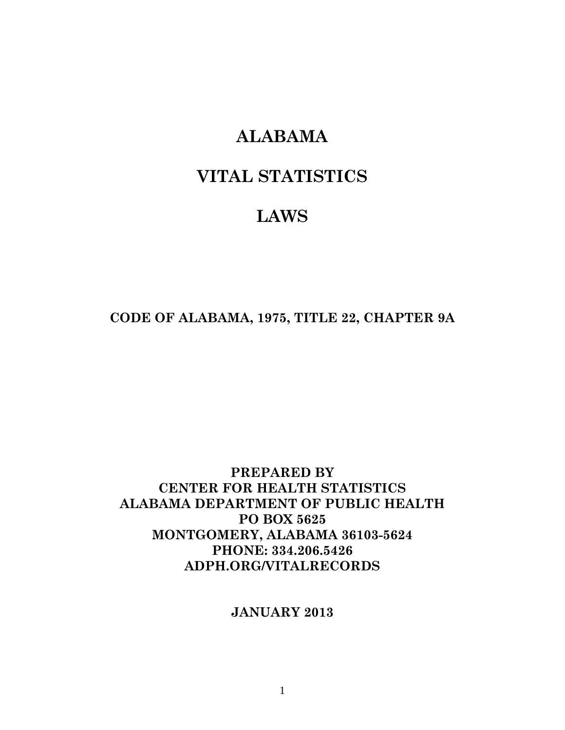# ALABAMA

# VITAL STATISTICS

# LAWS

**CODE OF ALABAMA, 1975, TITLE 22, CHAPTER 9A**

**PREPARED BY**
**CENTER FOR HEALTH STATISTICS**
**ALABAMA DEPARTMENT OF PUBLIC HEALTH**
**PO BOX 5625**
**MONTGOMERY, ALABAMA 36103-5624**
**PHONE: 334.206.5426**
**ADPH.ORG/VITALRECORDS**

**JANUARY 2013**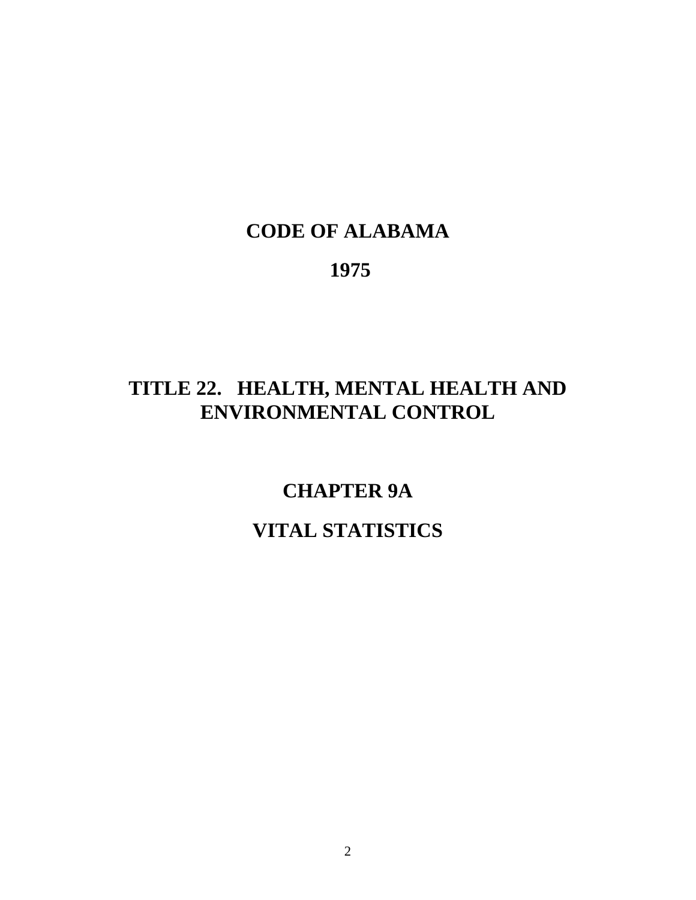# CODE OF ALABAMA

# 1975

# TITLE 22. HEALTH, MENTAL HEALTH AND ENVIRONMENTAL CONTROL

## CHAPTER 9A

## VITAL STATISTICS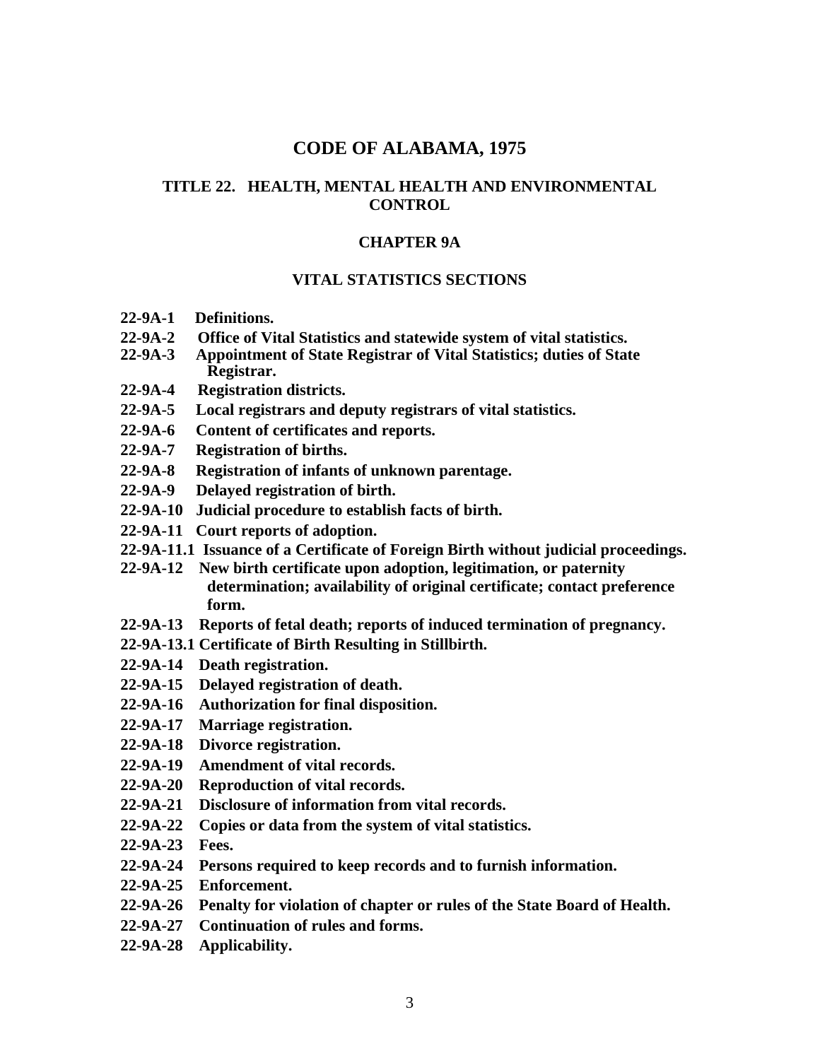# CODE OF ALABAMA, 1975

## TITLE 22. HEALTH, MENTAL HEALTH AND ENVIRONMENTAL CONTROL

### CHAPTER 9A

### VITAL STATISTICS SECTIONS

**22-9A-1 Definitions.**
**22-9A-2 Office of Vital Statistics and statewide system of vital statistics.**
**22-9A-3 Appointment of State Registrar of Vital Statistics; duties of State Registrar.**
**22-9A-4 Registration districts.**
**22-9A-5 Local registrars and deputy registrars of vital statistics.**
**22-9A-6 Content of certificates and reports.**
**22-9A-7 Registration of births.**
**22-9A-8 Registration of infants of unknown parentage.**
**22-9A-9 Delayed registration of birth.**
**22-9A-10 Judicial procedure to establish facts of birth.**
**22-9A-11 Court reports of adoption.**
**22-9A-11.1 Issuance of a Certificate of Foreign Birth without judicial proceedings.**
**22-9A-12 New birth certificate upon adoption, legitimation, or paternity determination; availability of original certificate; contact preference form.**
**22-9A-13 Reports of fetal death; reports of induced termination of pregnancy.**
**22-9A-13.1 Certificate of Birth Resulting in Stillbirth.**
**22-9A-14 Death registration.**
**22-9A-15 Delayed registration of death.**
**22-9A-16 Authorization for final disposition.**
**22-9A-17 Marriage registration.**
**22-9A-18 Divorce registration.**
**22-9A-19 Amendment of vital records.**
**22-9A-20 Reproduction of vital records.**
**22-9A-21 Disclosure of information from vital records.**
**22-9A-22 Copies or data from the system of vital statistics.**
**22-9A-23 Fees.**
**22-9A-24 Persons required to keep records and to furnish information.**
**22-9A-25 Enforcement.**
**22-9A-26 Penalty for violation of chapter or rules of the State Board of Health.**
**22-9A-27 Continuation of rules and forms.**
**22-9A-28 Applicability.**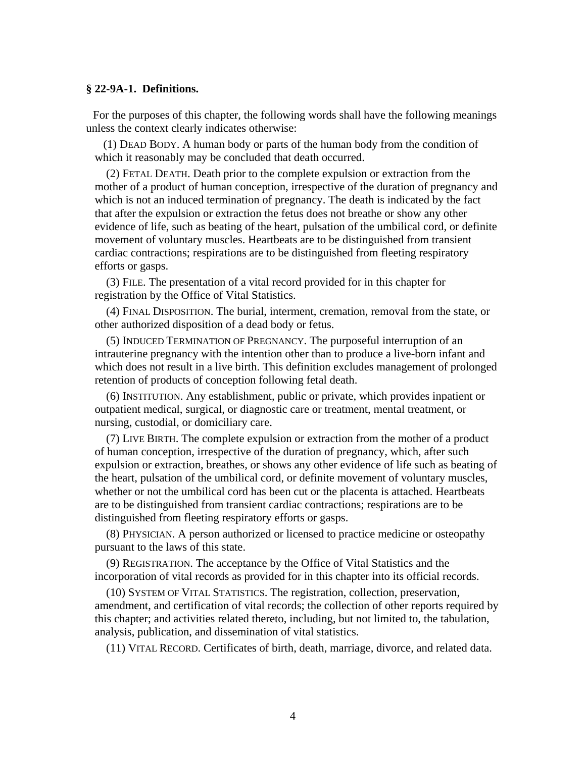**§ 22-9A-1. Definitions.**

For the purposes of this chapter, the following words shall have the following meanings unless the context clearly indicates otherwise:

(1) DEAD BODY. A human body or parts of the human body from the condition of which it reasonably may be concluded that death occurred.

(2) FETAL DEATH. Death prior to the complete expulsion or extraction from the mother of a product of human conception, irrespective of the duration of pregnancy and which is not an induced termination of pregnancy. The death is indicated by the fact that after the expulsion or extraction the fetus does not breathe or show any other evidence of life, such as beating of the heart, pulsation of the umbilical cord, or definite movement of voluntary muscles. Heartbeats are to be distinguished from transient cardiac contractions; respirations are to be distinguished from fleeting respiratory efforts or gasps.

(3) FILE. The presentation of a vital record provided for in this chapter for registration by the Office of Vital Statistics.

(4) FINAL DISPOSITION. The burial, interment, cremation, removal from the state, or other authorized disposition of a dead body or fetus.

(5) INDUCED TERMINATION OF PREGNANCY. The purposeful interruption of an intrauterine pregnancy with the intention other than to produce a live-born infant and which does not result in a live birth. This definition excludes management of prolonged retention of products of conception following fetal death.

(6) INSTITUTION. Any establishment, public or private, which provides inpatient or outpatient medical, surgical, or diagnostic care or treatment, mental treatment, or nursing, custodial, or domiciliary care.

(7) LIVE BIRTH. The complete expulsion or extraction from the mother of a product of human conception, irrespective of the duration of pregnancy, which, after such expulsion or extraction, breathes, or shows any other evidence of life such as beating of the heart, pulsation of the umbilical cord, or definite movement of voluntary muscles, whether or not the umbilical cord has been cut or the placenta is attached. Heartbeats are to be distinguished from transient cardiac contractions; respirations are to be distinguished from fleeting respiratory efforts or gasps.

(8) PHYSICIAN. A person authorized or licensed to practice medicine or osteopathy pursuant to the laws of this state.

(9) REGISTRATION. The acceptance by the Office of Vital Statistics and the incorporation of vital records as provided for in this chapter into its official records.

(10) SYSTEM OF VITAL STATISTICS. The registration, collection, preservation, amendment, and certification of vital records; the collection of other reports required by this chapter; and activities related thereto, including, but not limited to, the tabulation, analysis, publication, and dissemination of vital statistics.

(11) VITAL RECORD. Certificates of birth, death, marriage, divorce, and related data.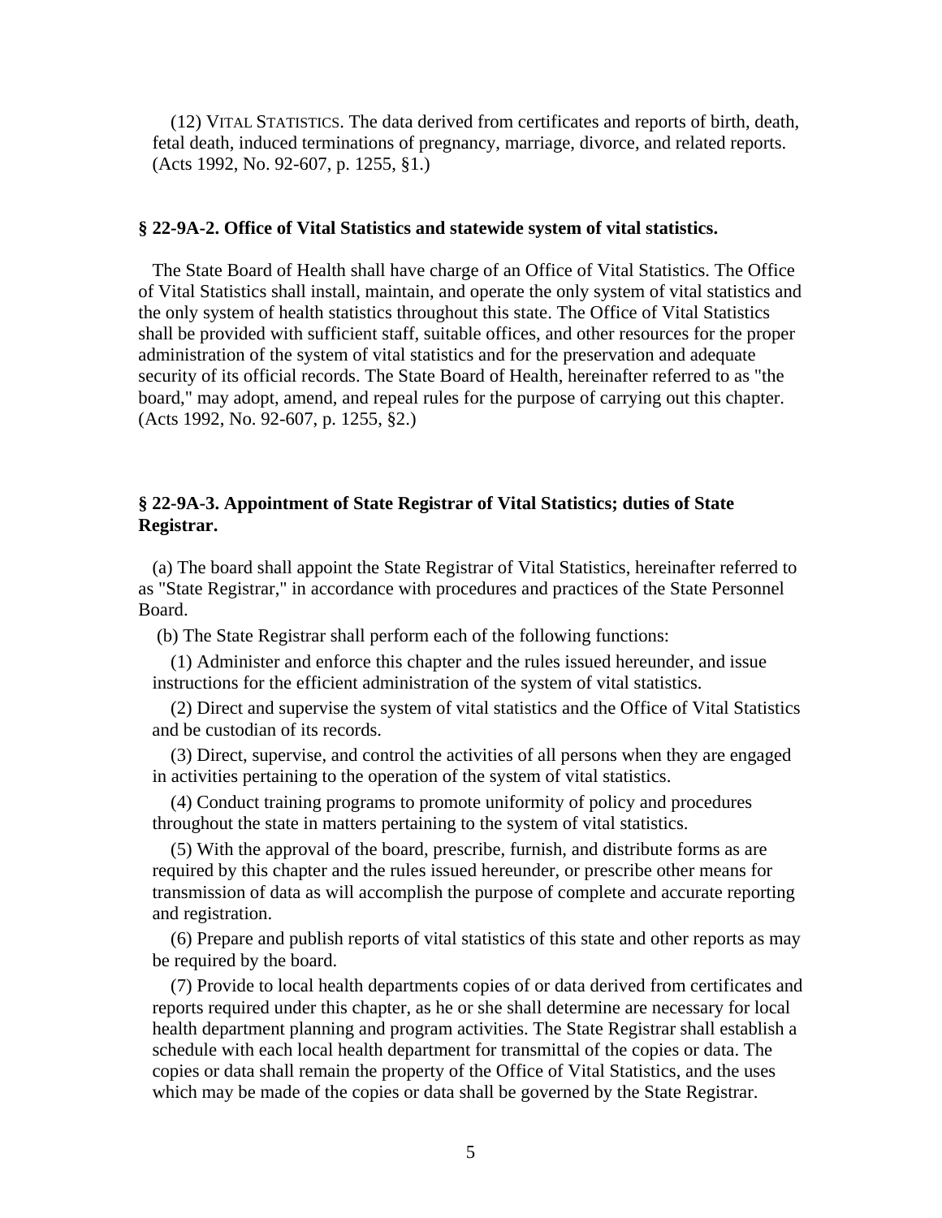(12) VITAL STATISTICS. The data derived from certificates and reports of birth, death, fetal death, induced terminations of pregnancy, marriage, divorce, and related reports. (Acts 1992, No. 92-607, p. 1255, §1.)

**§ 22-9A-2. Office of Vital Statistics and statewide system of vital statistics.**

The State Board of Health shall have charge of an Office of Vital Statistics. The Office of Vital Statistics shall install, maintain, and operate the only system of vital statistics and the only system of health statistics throughout this state. The Office of Vital Statistics shall be provided with sufficient staff, suitable offices, and other resources for the proper administration of the system of vital statistics and for the preservation and adequate security of its official records. The State Board of Health, hereinafter referred to as "the board," may adopt, amend, and repeal rules for the purpose of carrying out this chapter. (Acts 1992, No. 92-607, p. 1255, §2.)

**§ 22-9A-3. Appointment of State Registrar of Vital Statistics; duties of State Registrar.**

(a) The board shall appoint the State Registrar of Vital Statistics, hereinafter referred to as "State Registrar," in accordance with procedures and practices of the State Personnel Board.

(b) The State Registrar shall perform each of the following functions:

(1) Administer and enforce this chapter and the rules issued hereunder, and issue instructions for the efficient administration of the system of vital statistics.

(2) Direct and supervise the system of vital statistics and the Office of Vital Statistics and be custodian of its records.

(3) Direct, supervise, and control the activities of all persons when they are engaged in activities pertaining to the operation of the system of vital statistics.

(4) Conduct training programs to promote uniformity of policy and procedures throughout the state in matters pertaining to the system of vital statistics.

(5) With the approval of the board, prescribe, furnish, and distribute forms as are required by this chapter and the rules issued hereunder, or prescribe other means for transmission of data as will accomplish the purpose of complete and accurate reporting and registration.

(6) Prepare and publish reports of vital statistics of this state and other reports as may be required by the board.

(7) Provide to local health departments copies of or data derived from certificates and reports required under this chapter, as he or she shall determine are necessary for local health department planning and program activities. The State Registrar shall establish a schedule with each local health department for transmittal of the copies or data. The copies or data shall remain the property of the Office of Vital Statistics, and the uses which may be made of the copies or data shall be governed by the State Registrar.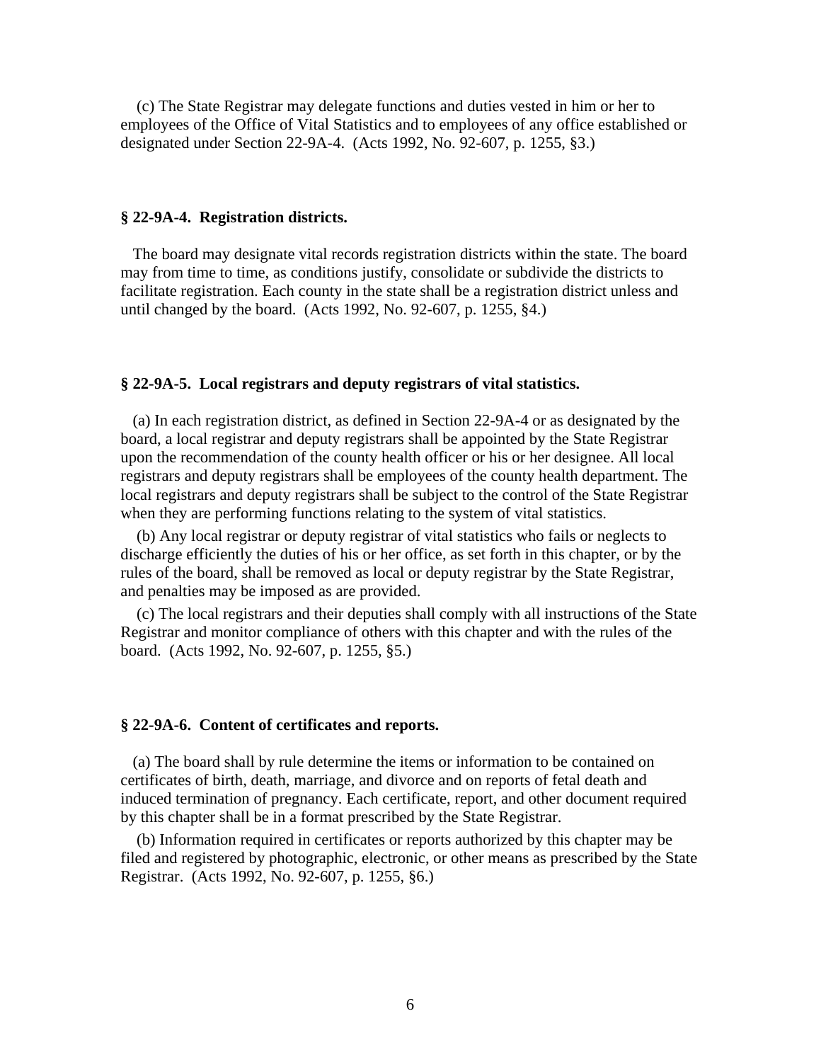(c) The State Registrar may delegate functions and duties vested in him or her to employees of the Office of Vital Statistics and to employees of any office established or designated under Section 22-9A-4. (Acts 1992, No. 92-607, p. 1255, §3.)

### § 22-9A-4. Registration districts.

The board may designate vital records registration districts within the state. The board may from time to time, as conditions justify, consolidate or subdivide the districts to facilitate registration. Each county in the state shall be a registration district unless and until changed by the board. (Acts 1992, No. 92-607, p. 1255, §4.)

### § 22-9A-5. Local registrars and deputy registrars of vital statistics.

(a) In each registration district, as defined in Section 22-9A-4 or as designated by the board, a local registrar and deputy registrars shall be appointed by the State Registrar upon the recommendation of the county health officer or his or her designee. All local registrars and deputy registrars shall be employees of the county health department. The local registrars and deputy registrars shall be subject to the control of the State Registrar when they are performing functions relating to the system of vital statistics.

(b) Any local registrar or deputy registrar of vital statistics who fails or neglects to discharge efficiently the duties of his or her office, as set forth in this chapter, or by the rules of the board, shall be removed as local or deputy registrar by the State Registrar, and penalties may be imposed as are provided.

(c) The local registrars and their deputies shall comply with all instructions of the State Registrar and monitor compliance of others with this chapter and with the rules of the board. (Acts 1992, No. 92-607, p. 1255, §5.)

### § 22-9A-6. Content of certificates and reports.

(a) The board shall by rule determine the items or information to be contained on certificates of birth, death, marriage, and divorce and on reports of fetal death and induced termination of pregnancy. Each certificate, report, and other document required by this chapter shall be in a format prescribed by the State Registrar.

(b) Information required in certificates or reports authorized by this chapter may be filed and registered by photographic, electronic, or other means as prescribed by the State Registrar. (Acts 1992, No. 92-607, p. 1255, §6.)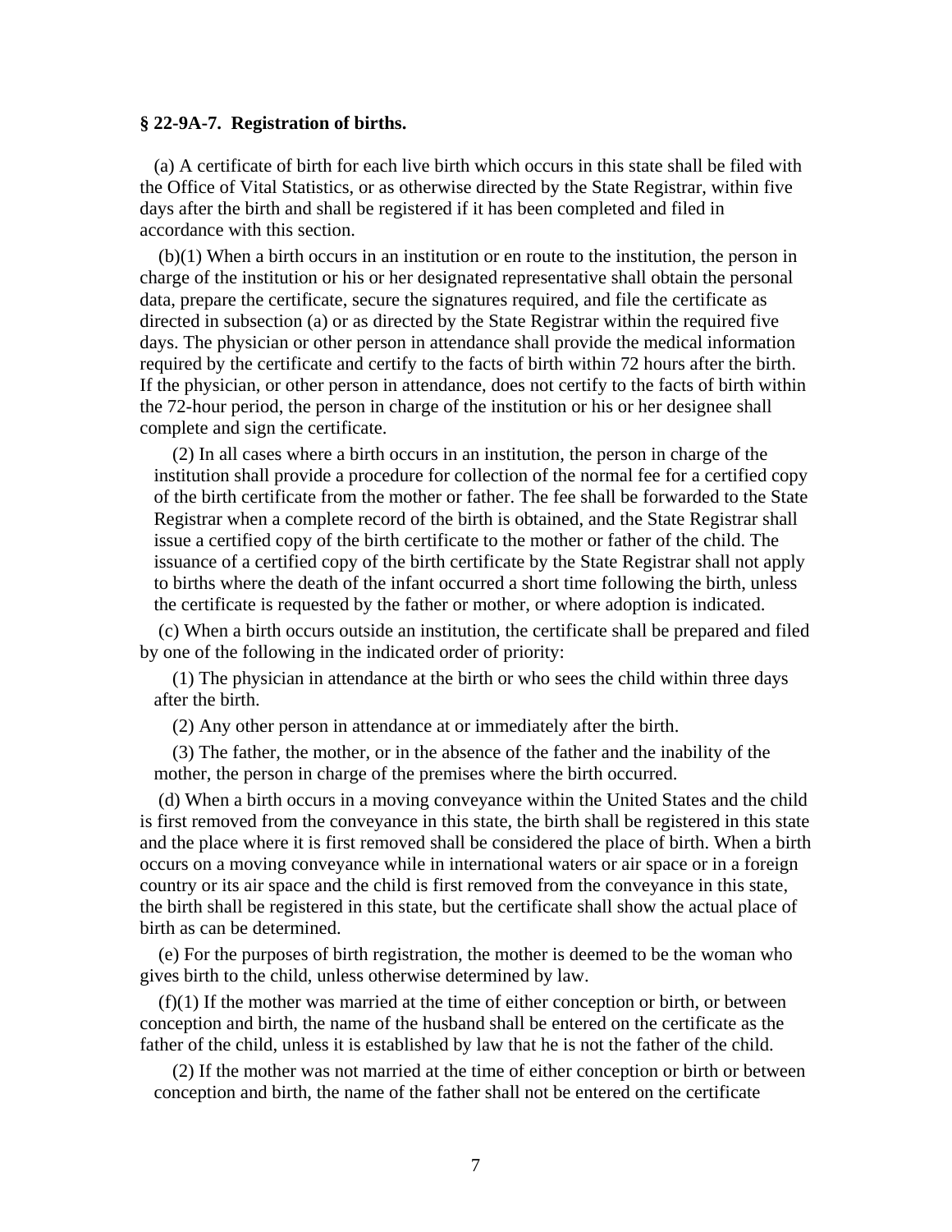**§ 22-9A-7. Registration of births.**

(a) A certificate of birth for each live birth which occurs in this state shall be filed with the Office of Vital Statistics, or as otherwise directed by the State Registrar, within five days after the birth and shall be registered if it has been completed and filed in accordance with this section.

(b)(1) When a birth occurs in an institution or en route to the institution, the person in charge of the institution or his or her designated representative shall obtain the personal data, prepare the certificate, secure the signatures required, and file the certificate as directed in subsection (a) or as directed by the State Registrar within the required five days. The physician or other person in attendance shall provide the medical information required by the certificate and certify to the facts of birth within 72 hours after the birth. If the physician, or other person in attendance, does not certify to the facts of birth within the 72-hour period, the person in charge of the institution or his or her designee shall complete and sign the certificate.

(2) In all cases where a birth occurs in an institution, the person in charge of the institution shall provide a procedure for collection of the normal fee for a certified copy of the birth certificate from the mother or father. The fee shall be forwarded to the State Registrar when a complete record of the birth is obtained, and the State Registrar shall issue a certified copy of the birth certificate to the mother or father of the child. The issuance of a certified copy of the birth certificate by the State Registrar shall not apply to births where the death of the infant occurred a short time following the birth, unless the certificate is requested by the father or mother, or where adoption is indicated.

(c) When a birth occurs outside an institution, the certificate shall be prepared and filed by one of the following in the indicated order of priority:

(1) The physician in attendance at the birth or who sees the child within three days after the birth.

(2) Any other person in attendance at or immediately after the birth.

(3) The father, the mother, or in the absence of the father and the inability of the mother, the person in charge of the premises where the birth occurred.

(d) When a birth occurs in a moving conveyance within the United States and the child is first removed from the conveyance in this state, the birth shall be registered in this state and the place where it is first removed shall be considered the place of birth. When a birth occurs on a moving conveyance while in international waters or air space or in a foreign country or its air space and the child is first removed from the conveyance in this state, the birth shall be registered in this state, but the certificate shall show the actual place of birth as can be determined.

(e) For the purposes of birth registration, the mother is deemed to be the woman who gives birth to the child, unless otherwise determined by law.

(f)(1) If the mother was married at the time of either conception or birth, or between conception and birth, the name of the husband shall be entered on the certificate as the father of the child, unless it is established by law that he is not the father of the child.

(2) If the mother was not married at the time of either conception or birth or between conception and birth, the name of the father shall not be entered on the certificate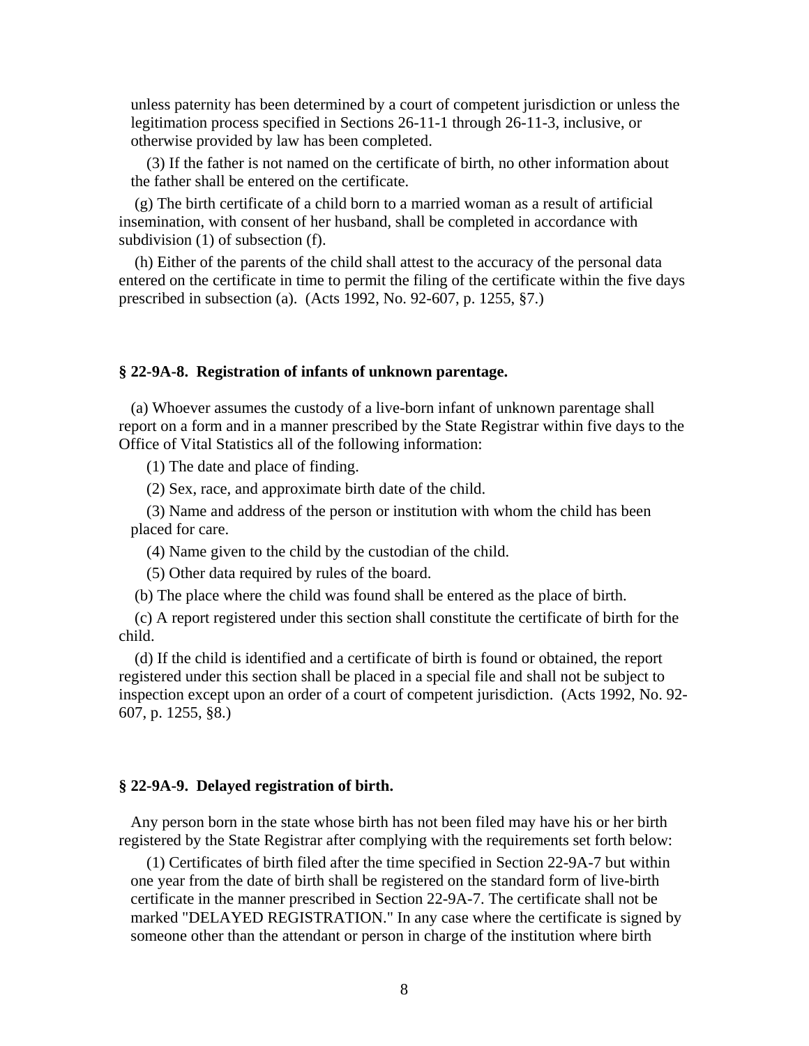unless paternity has been determined by a court of competent jurisdiction or unless the legitimation process specified in Sections 26-11-1 through 26-11-3, inclusive, or otherwise provided by law has been completed.

(3) If the father is not named on the certificate of birth, no other information about the father shall be entered on the certificate.

(g) The birth certificate of a child born to a married woman as a result of artificial insemination, with consent of her husband, shall be completed in accordance with subdivision (1) of subsection (f).

(h) Either of the parents of the child shall attest to the accuracy of the personal data entered on the certificate in time to permit the filing of the certificate within the five days prescribed in subsection (a). (Acts 1992, No. 92-607, p. 1255, §7.)

**§ 22-9A-8. Registration of infants of unknown parentage.**

(a) Whoever assumes the custody of a live-born infant of unknown parentage shall report on a form and in a manner prescribed by the State Registrar within five days to the Office of Vital Statistics all of the following information:

(1) The date and place of finding.

(2) Sex, race, and approximate birth date of the child.

(3) Name and address of the person or institution with whom the child has been placed for care.

(4) Name given to the child by the custodian of the child.

(5) Other data required by rules of the board.

(b) The place where the child was found shall be entered as the place of birth.

(c) A report registered under this section shall constitute the certificate of birth for the child.

(d) If the child is identified and a certificate of birth is found or obtained, the report registered under this section shall be placed in a special file and shall not be subject to inspection except upon an order of a court of competent jurisdiction. (Acts 1992, No. 92-607, p. 1255, §8.)

**§ 22-9A-9. Delayed registration of birth.**

Any person born in the state whose birth has not been filed may have his or her birth registered by the State Registrar after complying with the requirements set forth below:

(1) Certificates of birth filed after the time specified in Section 22-9A-7 but within one year from the date of birth shall be registered on the standard form of live-birth certificate in the manner prescribed in Section 22-9A-7. The certificate shall not be marked "DELAYED REGISTRATION." In any case where the certificate is signed by someone other than the attendant or person in charge of the institution where birth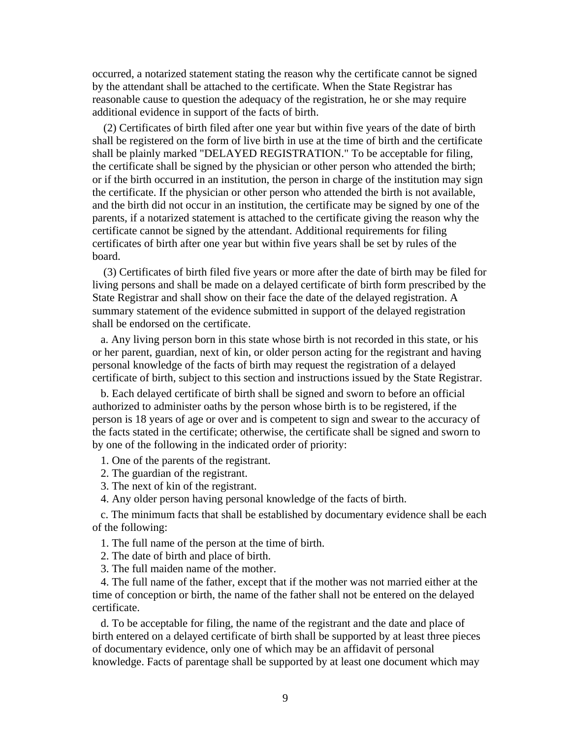occurred, a notarized statement stating the reason why the certificate cannot be signed by the attendant shall be attached to the certificate. When the State Registrar has reasonable cause to question the adequacy of the registration, he or she may require additional evidence in support of the facts of birth.

(2) Certificates of birth filed after one year but within five years of the date of birth shall be registered on the form of live birth in use at the time of birth and the certificate shall be plainly marked "DELAYED REGISTRATION." To be acceptable for filing, the certificate shall be signed by the physician or other person who attended the birth; or if the birth occurred in an institution, the person in charge of the institution may sign the certificate. If the physician or other person who attended the birth is not available, and the birth did not occur in an institution, the certificate may be signed by one of the parents, if a notarized statement is attached to the certificate giving the reason why the certificate cannot be signed by the attendant. Additional requirements for filing certificates of birth after one year but within five years shall be set by rules of the board.

(3) Certificates of birth filed five years or more after the date of birth may be filed for living persons and shall be made on a delayed certificate of birth form prescribed by the State Registrar and shall show on their face the date of the delayed registration. A summary statement of the evidence submitted in support of the delayed registration shall be endorsed on the certificate.

a. Any living person born in this state whose birth is not recorded in this state, or his or her parent, guardian, next of kin, or older person acting for the registrant and having personal knowledge of the facts of birth may request the registration of a delayed certificate of birth, subject to this section and instructions issued by the State Registrar.

b. Each delayed certificate of birth shall be signed and sworn to before an official authorized to administer oaths by the person whose birth is to be registered, if the person is 18 years of age or over and is competent to sign and swear to the accuracy of the facts stated in the certificate; otherwise, the certificate shall be signed and sworn to by one of the following in the indicated order of priority:

1. One of the parents of the registrant.
2. The guardian of the registrant.
3. The next of kin of the registrant.
4. Any older person having personal knowledge of the facts of birth.

c. The minimum facts that shall be established by documentary evidence shall be each of the following:

1. The full name of the person at the time of birth.
2. The date of birth and place of birth.
3. The full maiden name of the mother.
4. The full name of the father, except that if the mother was not married either at the time of conception or birth, the name of the father shall not be entered on the delayed certificate.

d. To be acceptable for filing, the name of the registrant and the date and place of birth entered on a delayed certificate of birth shall be supported by at least three pieces of documentary evidence, only one of which may be an affidavit of personal knowledge. Facts of parentage shall be supported by at least one document which may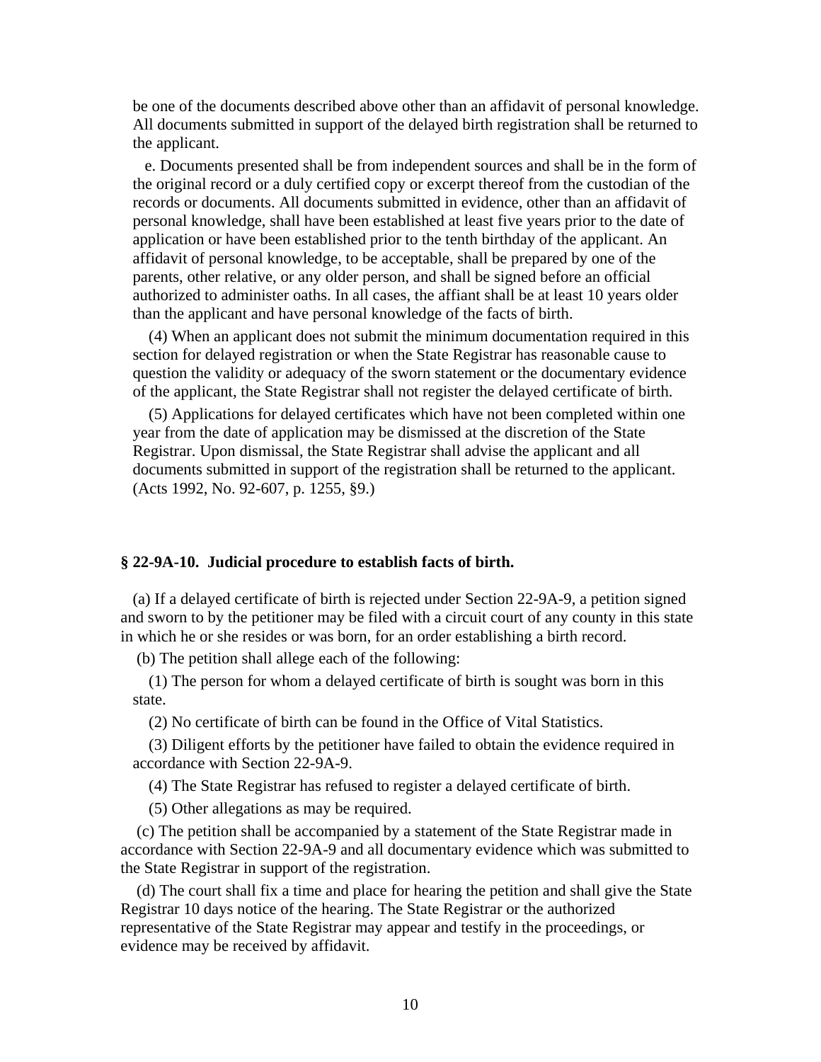be one of the documents described above other than an affidavit of personal knowledge. All documents submitted in support of the delayed birth registration shall be returned to the applicant.

e. Documents presented shall be from independent sources and shall be in the form of the original record or a duly certified copy or excerpt thereof from the custodian of the records or documents. All documents submitted in evidence, other than an affidavit of personal knowledge, shall have been established at least five years prior to the date of application or have been established prior to the tenth birthday of the applicant. An affidavit of personal knowledge, to be acceptable, shall be prepared by one of the parents, other relative, or any older person, and shall be signed before an official authorized to administer oaths. In all cases, the affiant shall be at least 10 years older than the applicant and have personal knowledge of the facts of birth.

(4) When an applicant does not submit the minimum documentation required in this section for delayed registration or when the State Registrar has reasonable cause to question the validity or adequacy of the sworn statement or the documentary evidence of the applicant, the State Registrar shall not register the delayed certificate of birth.

(5) Applications for delayed certificates which have not been completed within one year from the date of application may be dismissed at the discretion of the State Registrar. Upon dismissal, the State Registrar shall advise the applicant and all documents submitted in support of the registration shall be returned to the applicant. (Acts 1992, No. 92-607, p. 1255, §9.)

### § 22-9A-10. Judicial procedure to establish facts of birth.

(a) If a delayed certificate of birth is rejected under Section 22-9A-9, a petition signed and sworn to by the petitioner may be filed with a circuit court of any county in this state in which he or she resides or was born, for an order establishing a birth record.

(b) The petition shall allege each of the following:

(1) The person for whom a delayed certificate of birth is sought was born in this state.

(2) No certificate of birth can be found in the Office of Vital Statistics.

(3) Diligent efforts by the petitioner have failed to obtain the evidence required in accordance with Section 22-9A-9.

(4) The State Registrar has refused to register a delayed certificate of birth.

(5) Other allegations as may be required.

(c) The petition shall be accompanied by a statement of the State Registrar made in accordance with Section 22-9A-9 and all documentary evidence which was submitted to the State Registrar in support of the registration.

(d) The court shall fix a time and place for hearing the petition and shall give the State Registrar 10 days notice of the hearing. The State Registrar or the authorized representative of the State Registrar may appear and testify in the proceedings, or evidence may be received by affidavit.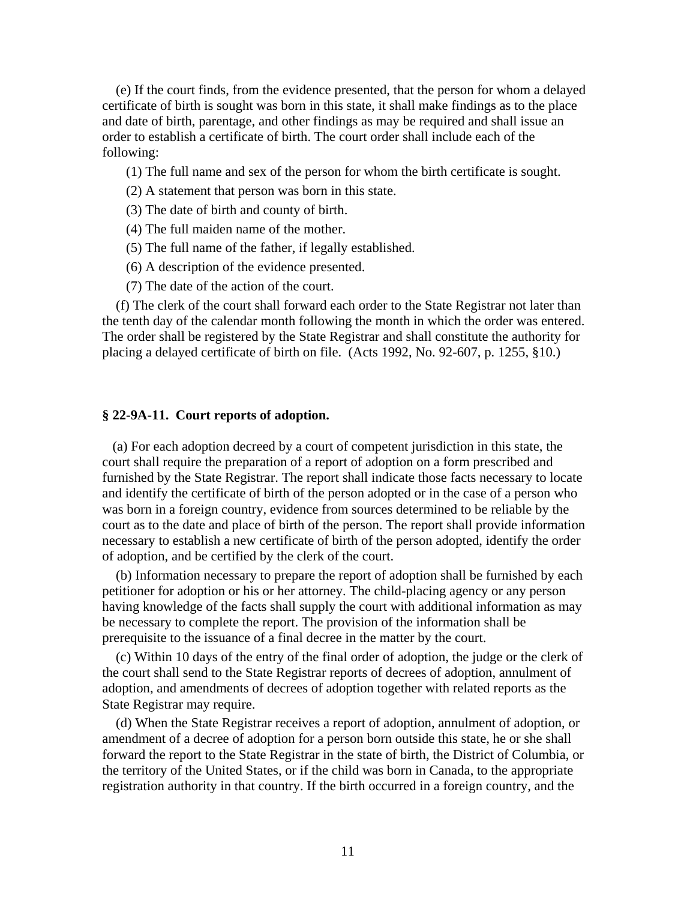(e) If the court finds, from the evidence presented, that the person for whom a delayed certificate of birth is sought was born in this state, it shall make findings as to the place and date of birth, parentage, and other findings as may be required and shall issue an order to establish a certificate of birth. The court order shall include each of the following:

(1) The full name and sex of the person for whom the birth certificate is sought.

(2) A statement that person was born in this state.

(3) The date of birth and county of birth.

(4) The full maiden name of the mother.

(5) The full name of the father, if legally established.

(6) A description of the evidence presented.

(7) The date of the action of the court.

(f) The clerk of the court shall forward each order to the State Registrar not later than the tenth day of the calendar month following the month in which the order was entered. The order shall be registered by the State Registrar and shall constitute the authority for placing a delayed certificate of birth on file. (Acts 1992, No. 92-607, p. 1255, §10.)

### § 22-9A-11. Court reports of adoption.

(a) For each adoption decreed by a court of competent jurisdiction in this state, the court shall require the preparation of a report of adoption on a form prescribed and furnished by the State Registrar. The report shall indicate those facts necessary to locate and identify the certificate of birth of the person adopted or in the case of a person who was born in a foreign country, evidence from sources determined to be reliable by the court as to the date and place of birth of the person. The report shall provide information necessary to establish a new certificate of birth of the person adopted, identify the order of adoption, and be certified by the clerk of the court.

(b) Information necessary to prepare the report of adoption shall be furnished by each petitioner for adoption or his or her attorney. The child-placing agency or any person having knowledge of the facts shall supply the court with additional information as may be necessary to complete the report. The provision of the information shall be prerequisite to the issuance of a final decree in the matter by the court.

(c) Within 10 days of the entry of the final order of adoption, the judge or the clerk of the court shall send to the State Registrar reports of decrees of adoption, annulment of adoption, and amendments of decrees of adoption together with related reports as the State Registrar may require.

(d) When the State Registrar receives a report of adoption, annulment of adoption, or amendment of a decree of adoption for a person born outside this state, he or she shall forward the report to the State Registrar in the state of birth, the District of Columbia, or the territory of the United States, or if the child was born in Canada, to the appropriate registration authority in that country. If the birth occurred in a foreign country, and the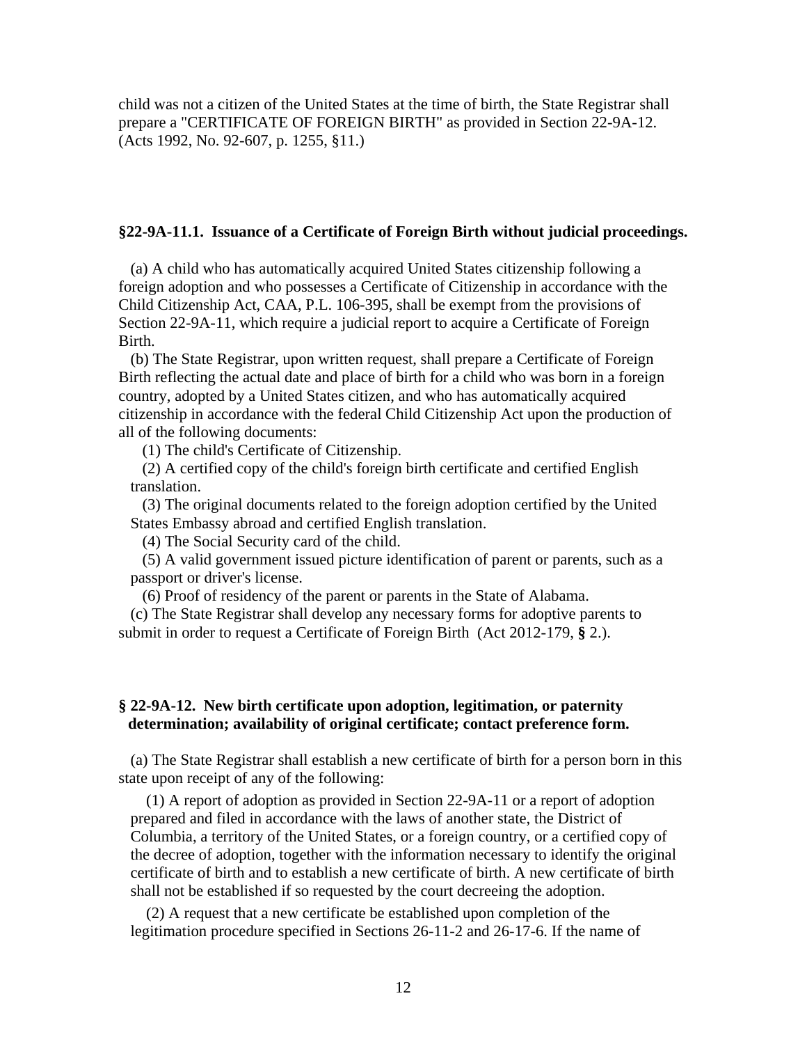child was not a citizen of the United States at the time of birth, the State Registrar shall prepare a "CERTIFICATE OF FOREIGN BIRTH" as provided in Section 22-9A-12. (Acts 1992, No. 92-607, p. 1255, §11.)

### §22-9A-11.1. Issuance of a Certificate of Foreign Birth without judicial proceedings.

(a) A child who has automatically acquired United States citizenship following a foreign adoption and who possesses a Certificate of Citizenship in accordance with the Child Citizenship Act, CAA, P.L. 106-395, shall be exempt from the provisions of Section 22-9A-11, which require a judicial report to acquire a Certificate of Foreign Birth.

(b) The State Registrar, upon written request, shall prepare a Certificate of Foreign Birth reflecting the actual date and place of birth for a child who was born in a foreign country, adopted by a United States citizen, and who has automatically acquired citizenship in accordance with the federal Child Citizenship Act upon the production of all of the following documents:

(1) The child's Certificate of Citizenship.

(2) A certified copy of the child's foreign birth certificate and certified English translation.

(3) The original documents related to the foreign adoption certified by the United States Embassy abroad and certified English translation.

(4) The Social Security card of the child.

(5) A valid government issued picture identification of parent or parents, such as a passport or driver's license.

(6) Proof of residency of the parent or parents in the State of Alabama.

(c) The State Registrar shall develop any necessary forms for adoptive parents to submit in order to request a Certificate of Foreign Birth (Act 2012-179, **§** 2.).

### § 22-9A-12. New birth certificate upon adoption, legitimation, or paternity determination; availability of original certificate; contact preference form.

(a) The State Registrar shall establish a new certificate of birth for a person born in this state upon receipt of any of the following:

(1) A report of adoption as provided in Section 22-9A-11 or a report of adoption prepared and filed in accordance with the laws of another state, the District of Columbia, a territory of the United States, or a foreign country, or a certified copy of the decree of adoption, together with the information necessary to identify the original certificate of birth and to establish a new certificate of birth. A new certificate of birth shall not be established if so requested by the court decreeing the adoption.

(2) A request that a new certificate be established upon completion of the legitimation procedure specified in Sections 26-11-2 and 26-17-6. If the name of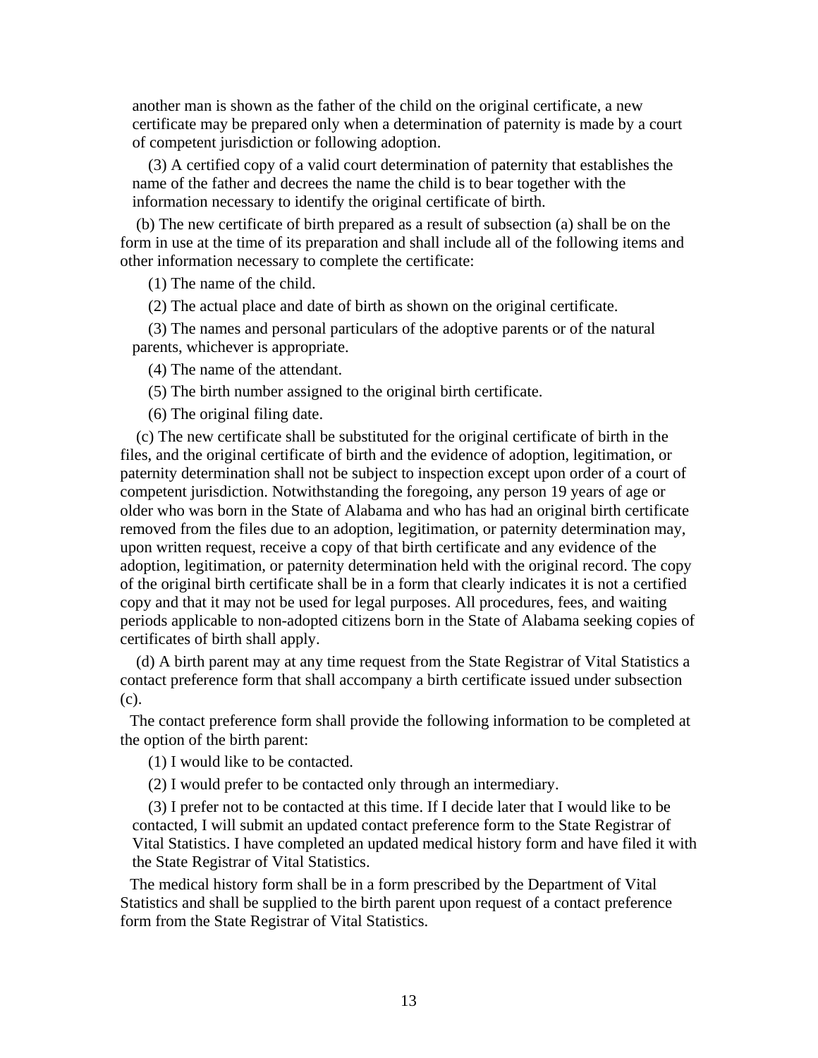another man is shown as the father of the child on the original certificate, a new certificate may be prepared only when a determination of paternity is made by a court of competent jurisdiction or following adoption.

(3) A certified copy of a valid court determination of paternity that establishes the name of the father and decrees the name the child is to bear together with the information necessary to identify the original certificate of birth.

(b) The new certificate of birth prepared as a result of subsection (a) shall be on the form in use at the time of its preparation and shall include all of the following items and other information necessary to complete the certificate:

(1) The name of the child.

(2) The actual place and date of birth as shown on the original certificate.

(3) The names and personal particulars of the adoptive parents or of the natural parents, whichever is appropriate.

(4) The name of the attendant.

(5) The birth number assigned to the original birth certificate.

(6) The original filing date.

(c) The new certificate shall be substituted for the original certificate of birth in the files, and the original certificate of birth and the evidence of adoption, legitimation, or paternity determination shall not be subject to inspection except upon order of a court of competent jurisdiction. Notwithstanding the foregoing, any person 19 years of age or older who was born in the State of Alabama and who has had an original birth certificate removed from the files due to an adoption, legitimation, or paternity determination may, upon written request, receive a copy of that birth certificate and any evidence of the adoption, legitimation, or paternity determination held with the original record. The copy of the original birth certificate shall be in a form that clearly indicates it is not a certified copy and that it may not be used for legal purposes. All procedures, fees, and waiting periods applicable to non-adopted citizens born in the State of Alabama seeking copies of certificates of birth shall apply.

(d) A birth parent may at any time request from the State Registrar of Vital Statistics a contact preference form that shall accompany a birth certificate issued under subsection (c).

The contact preference form shall provide the following information to be completed at the option of the birth parent:

(1) I would like to be contacted.

(2) I would prefer to be contacted only through an intermediary.

(3) I prefer not to be contacted at this time. If I decide later that I would like to be contacted, I will submit an updated contact preference form to the State Registrar of Vital Statistics. I have completed an updated medical history form and have filed it with the State Registrar of Vital Statistics.

The medical history form shall be in a form prescribed by the Department of Vital Statistics and shall be supplied to the birth parent upon request of a contact preference form from the State Registrar of Vital Statistics.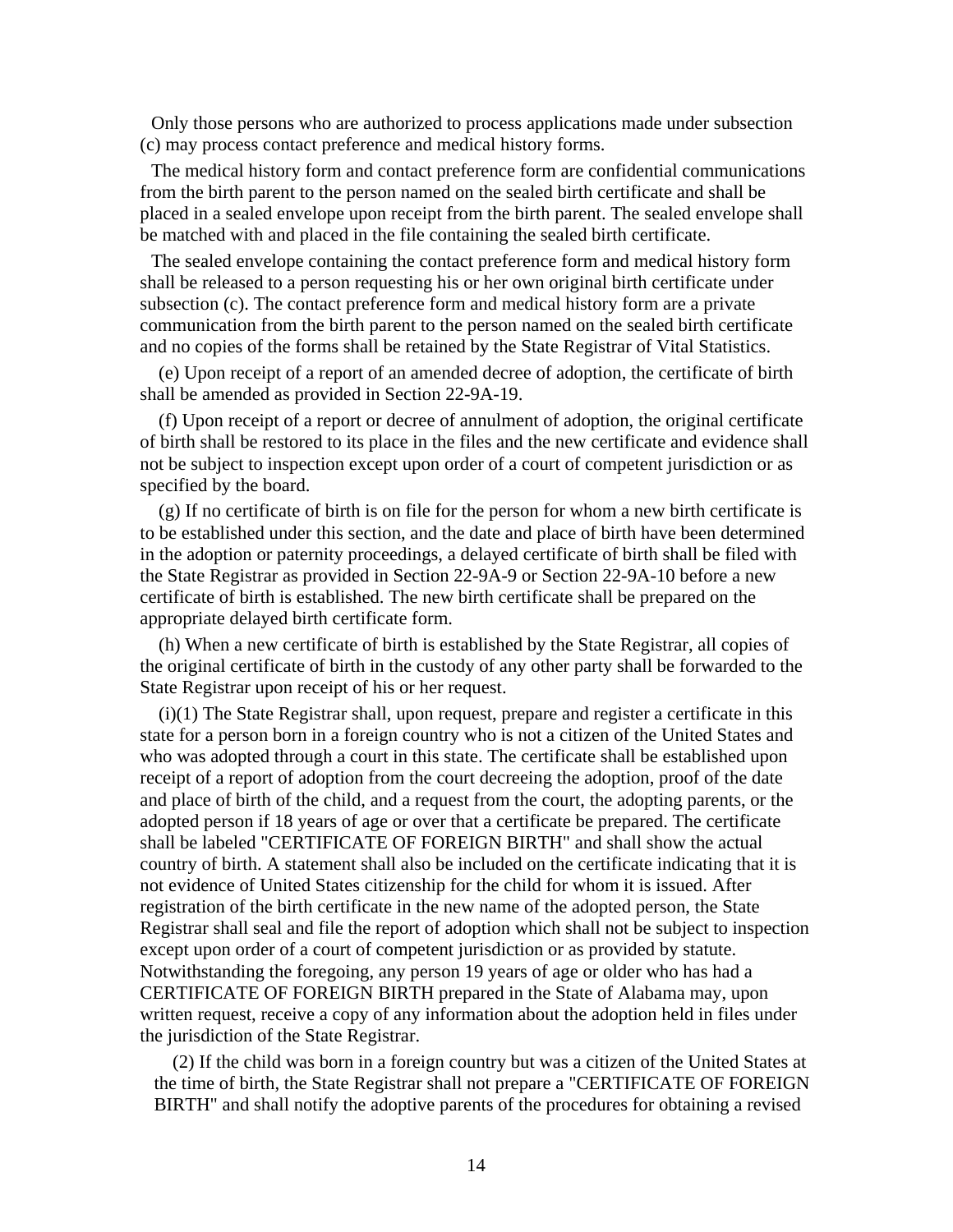Only those persons who are authorized to process applications made under subsection (c) may process contact preference and medical history forms.

The medical history form and contact preference form are confidential communications from the birth parent to the person named on the sealed birth certificate and shall be placed in a sealed envelope upon receipt from the birth parent. The sealed envelope shall be matched with and placed in the file containing the sealed birth certificate.

The sealed envelope containing the contact preference form and medical history form shall be released to a person requesting his or her own original birth certificate under subsection (c). The contact preference form and medical history form are a private communication from the birth parent to the person named on the sealed birth certificate and no copies of the forms shall be retained by the State Registrar of Vital Statistics.

(e) Upon receipt of a report of an amended decree of adoption, the certificate of birth shall be amended as provided in Section 22-9A-19.

(f) Upon receipt of a report or decree of annulment of adoption, the original certificate of birth shall be restored to its place in the files and the new certificate and evidence shall not be subject to inspection except upon order of a court of competent jurisdiction or as specified by the board.

(g) If no certificate of birth is on file for the person for whom a new birth certificate is to be established under this section, and the date and place of birth have been determined in the adoption or paternity proceedings, a delayed certificate of birth shall be filed with the State Registrar as provided in Section 22-9A-9 or Section 22-9A-10 before a new certificate of birth is established. The new birth certificate shall be prepared on the appropriate delayed birth certificate form.

(h) When a new certificate of birth is established by the State Registrar, all copies of the original certificate of birth in the custody of any other party shall be forwarded to the State Registrar upon receipt of his or her request.

(i)(1) The State Registrar shall, upon request, prepare and register a certificate in this state for a person born in a foreign country who is not a citizen of the United States and who was adopted through a court in this state. The certificate shall be established upon receipt of a report of adoption from the court decreeing the adoption, proof of the date and place of birth of the child, and a request from the court, the adopting parents, or the adopted person if 18 years of age or over that a certificate be prepared. The certificate shall be labeled "CERTIFICATE OF FOREIGN BIRTH" and shall show the actual country of birth. A statement shall also be included on the certificate indicating that it is not evidence of United States citizenship for the child for whom it is issued. After registration of the birth certificate in the new name of the adopted person, the State Registrar shall seal and file the report of adoption which shall not be subject to inspection except upon order of a court of competent jurisdiction or as provided by statute. Notwithstanding the foregoing, any person 19 years of age or older who has had a CERTIFICATE OF FOREIGN BIRTH prepared in the State of Alabama may, upon written request, receive a copy of any information about the adoption held in files under the jurisdiction of the State Registrar.

(2) If the child was born in a foreign country but was a citizen of the United States at the time of birth, the State Registrar shall not prepare a "CERTIFICATE OF FOREIGN BIRTH" and shall notify the adoptive parents of the procedures for obtaining a revised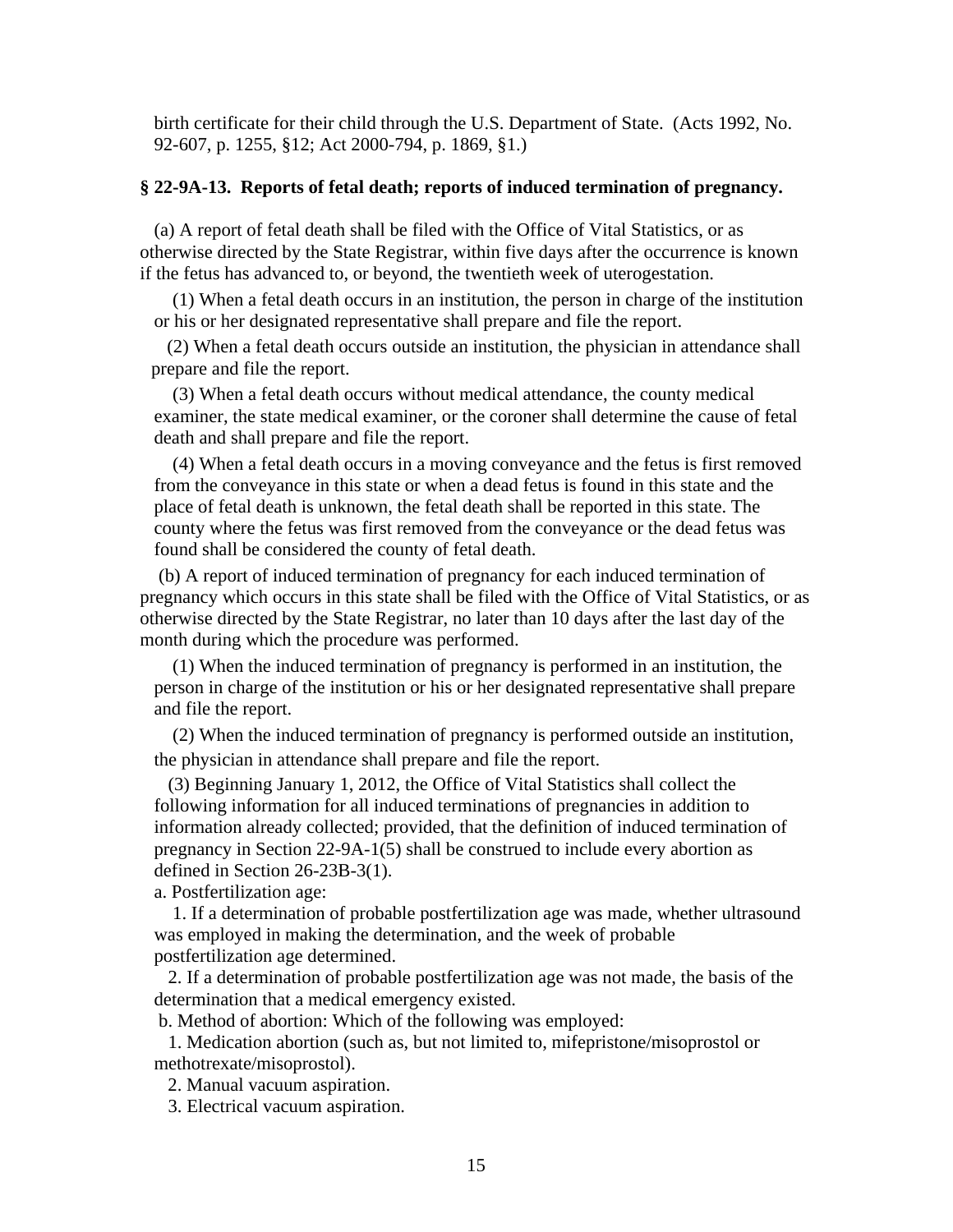birth certificate for their child through the U.S. Department of State. (Acts 1992, No. 92-607, p. 1255, §12; Act 2000-794, p. 1869, §1.)

**§ 22-9A-13. Reports of fetal death; reports of induced termination of pregnancy.**

(a) A report of fetal death shall be filed with the Office of Vital Statistics, or as otherwise directed by the State Registrar, within five days after the occurrence is known if the fetus has advanced to, or beyond, the twentieth week of uterogestation.

(1) When a fetal death occurs in an institution, the person in charge of the institution or his or her designated representative shall prepare and file the report.

(2) When a fetal death occurs outside an institution, the physician in attendance shall prepare and file the report.

(3) When a fetal death occurs without medical attendance, the county medical examiner, the state medical examiner, or the coroner shall determine the cause of fetal death and shall prepare and file the report.

(4) When a fetal death occurs in a moving conveyance and the fetus is first removed from the conveyance in this state or when a dead fetus is found in this state and the place of fetal death is unknown, the fetal death shall be reported in this state. The county where the fetus was first removed from the conveyance or the dead fetus was found shall be considered the county of fetal death.

(b) A report of induced termination of pregnancy for each induced termination of pregnancy which occurs in this state shall be filed with the Office of Vital Statistics, or as otherwise directed by the State Registrar, no later than 10 days after the last day of the month during which the procedure was performed.

(1) When the induced termination of pregnancy is performed in an institution, the person in charge of the institution or his or her designated representative shall prepare and file the report.

(2) When the induced termination of pregnancy is performed outside an institution, the physician in attendance shall prepare and file the report.

(3) Beginning January 1, 2012, the Office of Vital Statistics shall collect the following information for all induced terminations of pregnancies in addition to information already collected; provided, that the definition of induced termination of pregnancy in Section 22-9A-1(5) shall be construed to include every abortion as defined in Section 26-23B-3(1).

a. Postfertilization age:

1. If a determination of probable postfertilization age was made, whether ultrasound was employed in making the determination, and the week of probable postfertilization age determined.

2. If a determination of probable postfertilization age was not made, the basis of the determination that a medical emergency existed.

b. Method of abortion: Which of the following was employed:

1. Medication abortion (such as, but not limited to, mifepristone/misoprostol or methotrexate/misoprostol).

2. Manual vacuum aspiration.

3. Electrical vacuum aspiration.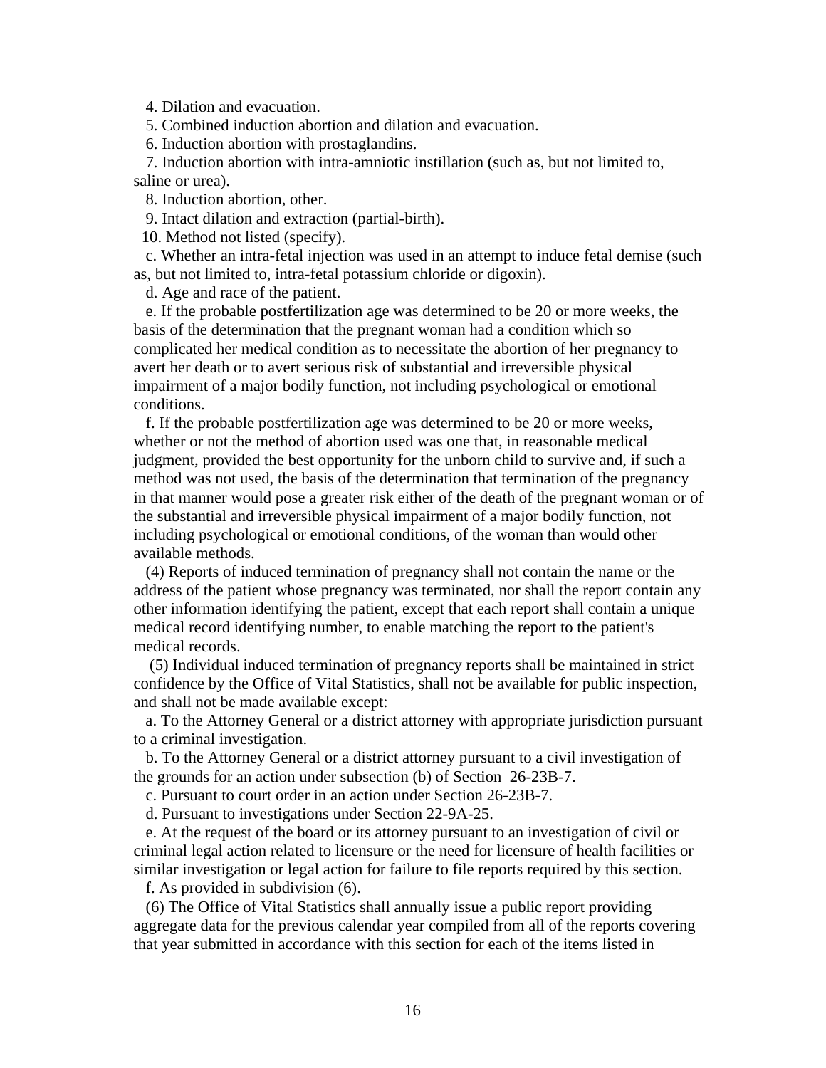4. Dilation and evacuation.

5. Combined induction abortion and dilation and evacuation.

6. Induction abortion with prostaglandins.

7. Induction abortion with intra-amniotic instillation (such as, but not limited to, saline or urea).

8. Induction abortion, other.

9. Intact dilation and extraction (partial-birth).

10. Method not listed (specify).

c. Whether an intra-fetal injection was used in an attempt to induce fetal demise (such as, but not limited to, intra-fetal potassium chloride or digoxin).

d. Age and race of the patient.

e. If the probable postfertilization age was determined to be 20 or more weeks, the basis of the determination that the pregnant woman had a condition which so complicated her medical condition as to necessitate the abortion of her pregnancy to avert her death or to avert serious risk of substantial and irreversible physical impairment of a major bodily function, not including psychological or emotional conditions.

f. If the probable postfertilization age was determined to be 20 or more weeks, whether or not the method of abortion used was one that, in reasonable medical judgment, provided the best opportunity for the unborn child to survive and, if such a method was not used, the basis of the determination that termination of the pregnancy in that manner would pose a greater risk either of the death of the pregnant woman or of the substantial and irreversible physical impairment of a major bodily function, not including psychological or emotional conditions, of the woman than would other available methods.

(4) Reports of induced termination of pregnancy shall not contain the name or the address of the patient whose pregnancy was terminated, nor shall the report contain any other information identifying the patient, except that each report shall contain a unique medical record identifying number, to enable matching the report to the patient's medical records.

(5) Individual induced termination of pregnancy reports shall be maintained in strict confidence by the Office of Vital Statistics, shall not be available for public inspection, and shall not be made available except:

a. To the Attorney General or a district attorney with appropriate jurisdiction pursuant to a criminal investigation.

b. To the Attorney General or a district attorney pursuant to a civil investigation of the grounds for an action under subsection (b) of Section 26-23B-7.

c. Pursuant to court order in an action under Section 26-23B-7.

d. Pursuant to investigations under Section 22-9A-25.

e. At the request of the board or its attorney pursuant to an investigation of civil or criminal legal action related to licensure or the need for licensure of health facilities or similar investigation or legal action for failure to file reports required by this section.

f. As provided in subdivision (6).

(6) The Office of Vital Statistics shall annually issue a public report providing aggregate data for the previous calendar year compiled from all of the reports covering that year submitted in accordance with this section for each of the items listed in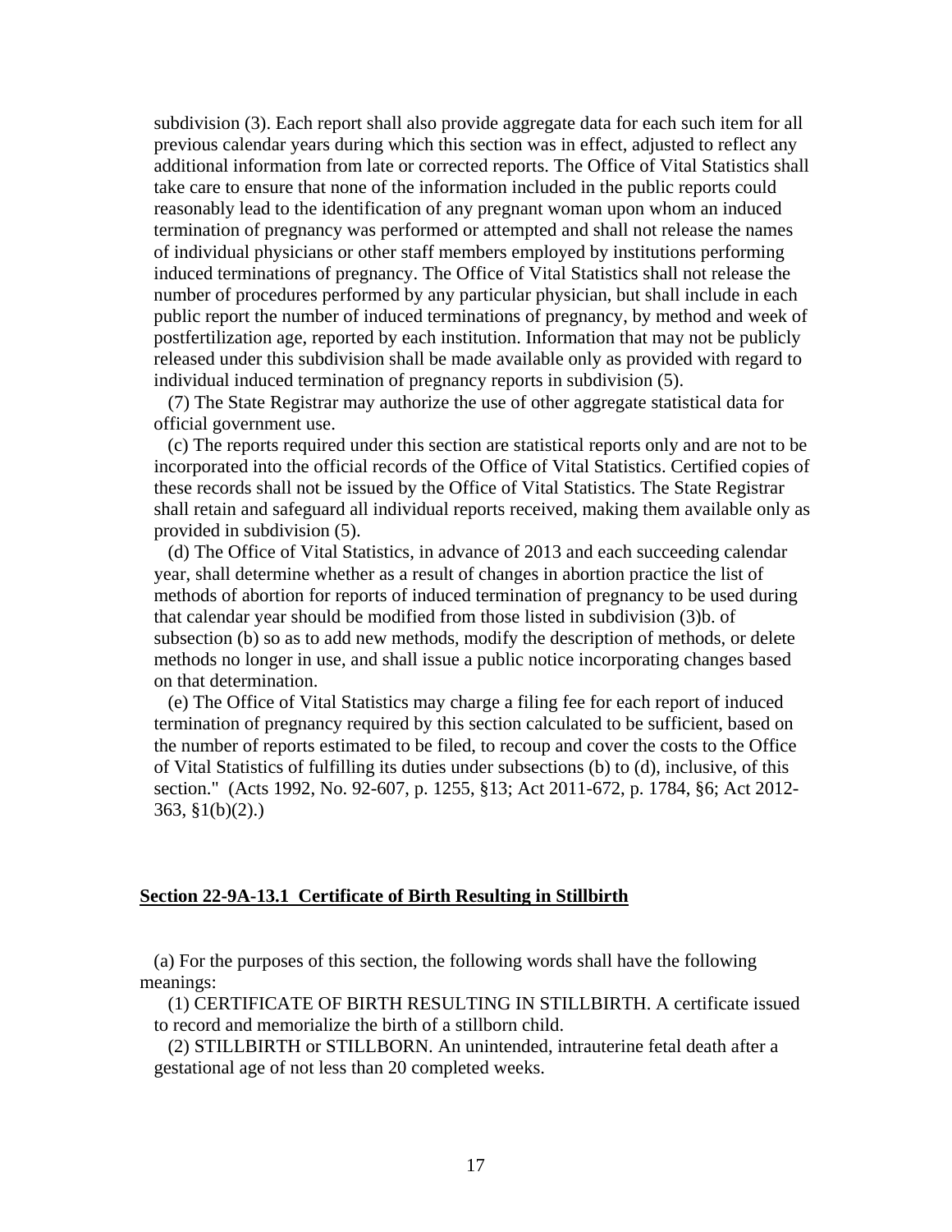subdivision (3). Each report shall also provide aggregate data for each such item for all previous calendar years during which this section was in effect, adjusted to reflect any additional information from late or corrected reports. The Office of Vital Statistics shall take care to ensure that none of the information included in the public reports could reasonably lead to the identification of any pregnant woman upon whom an induced termination of pregnancy was performed or attempted and shall not release the names of individual physicians or other staff members employed by institutions performing induced terminations of pregnancy. The Office of Vital Statistics shall not release the number of procedures performed by any particular physician, but shall include in each public report the number of induced terminations of pregnancy, by method and week of postfertilization age, reported by each institution. Information that may not be publicly released under this subdivision shall be made available only as provided with regard to individual induced termination of pregnancy reports in subdivision (5).

(7) The State Registrar may authorize the use of other aggregate statistical data for official government use.

(c) The reports required under this section are statistical reports only and are not to be incorporated into the official records of the Office of Vital Statistics. Certified copies of these records shall not be issued by the Office of Vital Statistics. The State Registrar shall retain and safeguard all individual reports received, making them available only as provided in subdivision (5).

(d) The Office of Vital Statistics, in advance of 2013 and each succeeding calendar year, shall determine whether as a result of changes in abortion practice the list of methods of abortion for reports of induced termination of pregnancy to be used during that calendar year should be modified from those listed in subdivision (3)b. of subsection (b) so as to add new methods, modify the description of methods, or delete methods no longer in use, and shall issue a public notice incorporating changes based on that determination.

(e) The Office of Vital Statistics may charge a filing fee for each report of induced termination of pregnancy required by this section calculated to be sufficient, based on the number of reports estimated to be filed, to recoup and cover the costs to the Office of Vital Statistics of fulfilling its duties under subsections (b) to (d), inclusive, of this section." (Acts 1992, No. 92-607, p. 1255, §13; Act 2011-672, p. 1784, §6; Act 2012-363, §1(b)(2).)

## Section 22-9A-13.1 Certificate of Birth Resulting in Stillbirth

(a) For the purposes of this section, the following words shall have the following meanings:

(1) CERTIFICATE OF BIRTH RESULTING IN STILLBIRTH. A certificate issued to record and memorialize the birth of a stillborn child.

(2) STILLBIRTH or STILLBORN. An unintended, intrauterine fetal death after a gestational age of not less than 20 completed weeks.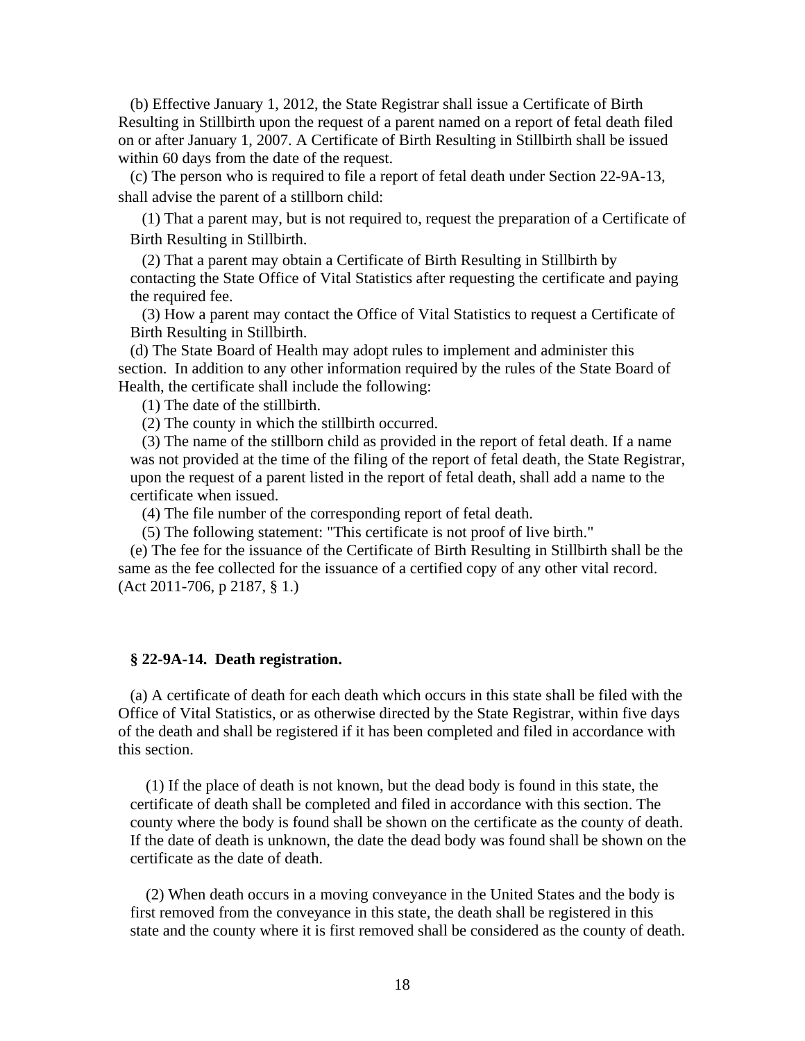(b) Effective January 1, 2012, the State Registrar shall issue a Certificate of Birth Resulting in Stillbirth upon the request of a parent named on a report of fetal death filed on or after January 1, 2007. A Certificate of Birth Resulting in Stillbirth shall be issued within 60 days from the date of the request.

(c) The person who is required to file a report of fetal death under Section 22-9A-13, shall advise the parent of a stillborn child:

(1) That a parent may, but is not required to, request the preparation of a Certificate of Birth Resulting in Stillbirth.

(2) That a parent may obtain a Certificate of Birth Resulting in Stillbirth by contacting the State Office of Vital Statistics after requesting the certificate and paying the required fee.

(3) How a parent may contact the Office of Vital Statistics to request a Certificate of Birth Resulting in Stillbirth.

(d) The State Board of Health may adopt rules to implement and administer this section. In addition to any other information required by the rules of the State Board of Health, the certificate shall include the following:

(1) The date of the stillbirth.

(2) The county in which the stillbirth occurred.

(3) The name of the stillborn child as provided in the report of fetal death. If a name was not provided at the time of the filing of the report of fetal death, the State Registrar, upon the request of a parent listed in the report of fetal death, shall add a name to the certificate when issued.

(4) The file number of the corresponding report of fetal death.

(5) The following statement: "This certificate is not proof of live birth."

(e) The fee for the issuance of the Certificate of Birth Resulting in Stillbirth shall be the same as the fee collected for the issuance of a certified copy of any other vital record. (Act 2011-706, p 2187, § 1.)

### § 22-9A-14. Death registration.

(a) A certificate of death for each death which occurs in this state shall be filed with the Office of Vital Statistics, or as otherwise directed by the State Registrar, within five days of the death and shall be registered if it has been completed and filed in accordance with this section.

(1) If the place of death is not known, but the dead body is found in this state, the certificate of death shall be completed and filed in accordance with this section. The county where the body is found shall be shown on the certificate as the county of death. If the date of death is unknown, the date the dead body was found shall be shown on the certificate as the date of death.

(2) When death occurs in a moving conveyance in the United States and the body is first removed from the conveyance in this state, the death shall be registered in this state and the county where it is first removed shall be considered as the county of death.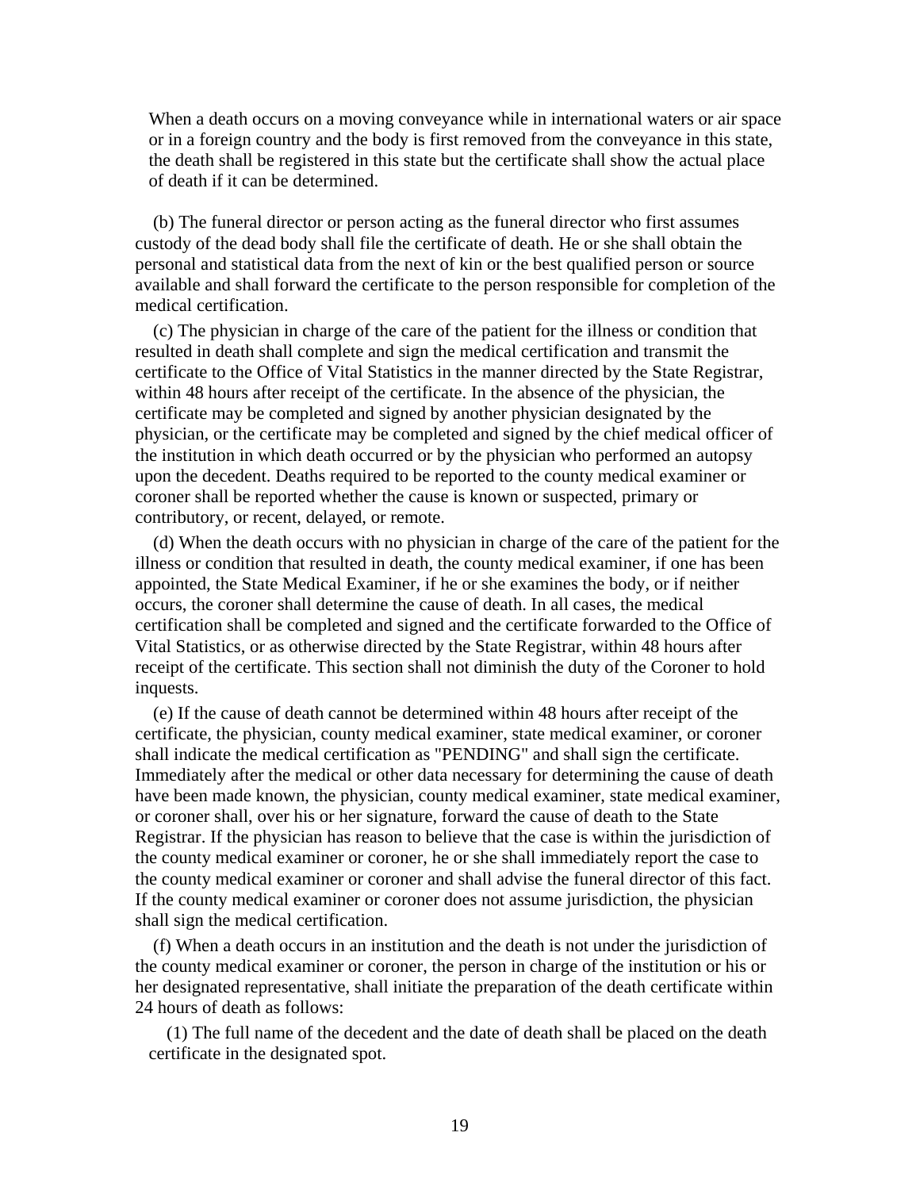When a death occurs on a moving conveyance while in international waters or air space or in a foreign country and the body is first removed from the conveyance in this state, the death shall be registered in this state but the certificate shall show the actual place of death if it can be determined.

(b) The funeral director or person acting as the funeral director who first assumes custody of the dead body shall file the certificate of death. He or she shall obtain the personal and statistical data from the next of kin or the best qualified person or source available and shall forward the certificate to the person responsible for completion of the medical certification.

(c) The physician in charge of the care of the patient for the illness or condition that resulted in death shall complete and sign the medical certification and transmit the certificate to the Office of Vital Statistics in the manner directed by the State Registrar, within 48 hours after receipt of the certificate. In the absence of the physician, the certificate may be completed and signed by another physician designated by the physician, or the certificate may be completed and signed by the chief medical officer of the institution in which death occurred or by the physician who performed an autopsy upon the decedent. Deaths required to be reported to the county medical examiner or coroner shall be reported whether the cause is known or suspected, primary or contributory, or recent, delayed, or remote.

(d) When the death occurs with no physician in charge of the care of the patient for the illness or condition that resulted in death, the county medical examiner, if one has been appointed, the State Medical Examiner, if he or she examines the body, or if neither occurs, the coroner shall determine the cause of death. In all cases, the medical certification shall be completed and signed and the certificate forwarded to the Office of Vital Statistics, or as otherwise directed by the State Registrar, within 48 hours after receipt of the certificate. This section shall not diminish the duty of the Coroner to hold inquests.

(e) If the cause of death cannot be determined within 48 hours after receipt of the certificate, the physician, county medical examiner, state medical examiner, or coroner shall indicate the medical certification as "PENDING" and shall sign the certificate. Immediately after the medical or other data necessary for determining the cause of death have been made known, the physician, county medical examiner, state medical examiner, or coroner shall, over his or her signature, forward the cause of death to the State Registrar. If the physician has reason to believe that the case is within the jurisdiction of the county medical examiner or coroner, he or she shall immediately report the case to the county medical examiner or coroner and shall advise the funeral director of this fact. If the county medical examiner or coroner does not assume jurisdiction, the physician shall sign the medical certification.

(f) When a death occurs in an institution and the death is not under the jurisdiction of the county medical examiner or coroner, the person in charge of the institution or his or her designated representative, shall initiate the preparation of the death certificate within 24 hours of death as follows:

(1) The full name of the decedent and the date of death shall be placed on the death certificate in the designated spot.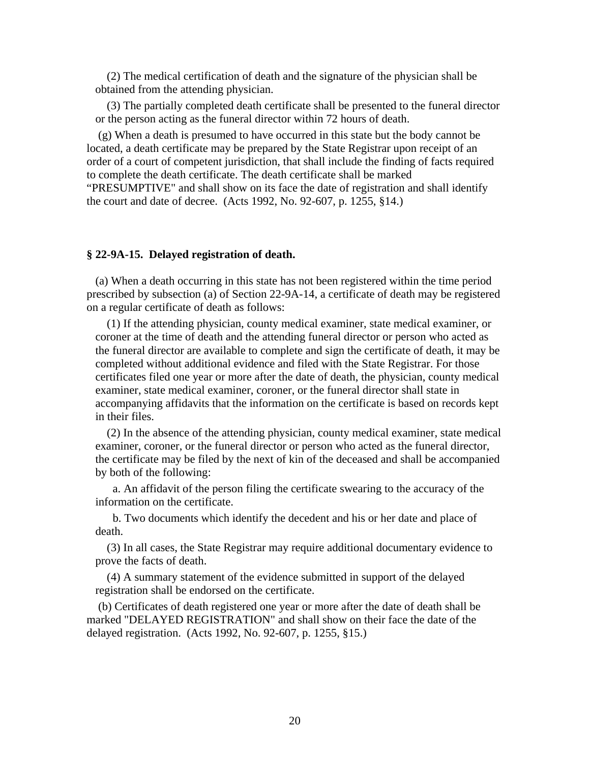(2) The medical certification of death and the signature of the physician shall be obtained from the attending physician.

(3) The partially completed death certificate shall be presented to the funeral director or the person acting as the funeral director within 72 hours of death.

(g) When a death is presumed to have occurred in this state but the body cannot be located, a death certificate may be prepared by the State Registrar upon receipt of an order of a court of competent jurisdiction, that shall include the finding of facts required to complete the death certificate. The death certificate shall be marked "PRESUMPTIVE" and shall show on its face the date of registration and shall identify the court and date of decree. (Acts 1992, No. 92-607, p. 1255, §14.)

**§ 22-9A-15. Delayed registration of death.**

(a) When a death occurring in this state has not been registered within the time period prescribed by subsection (a) of Section 22-9A-14, a certificate of death may be registered on a regular certificate of death as follows:

(1) If the attending physician, county medical examiner, state medical examiner, or coroner at the time of death and the attending funeral director or person who acted as the funeral director are available to complete and sign the certificate of death, it may be completed without additional evidence and filed with the State Registrar. For those certificates filed one year or more after the date of death, the physician, county medical examiner, state medical examiner, coroner, or the funeral director shall state in accompanying affidavits that the information on the certificate is based on records kept in their files.

(2) In the absence of the attending physician, county medical examiner, state medical examiner, coroner, or the funeral director or person who acted as the funeral director, the certificate may be filed by the next of kin of the deceased and shall be accompanied by both of the following:

a. An affidavit of the person filing the certificate swearing to the accuracy of the information on the certificate.

b. Two documents which identify the decedent and his or her date and place of death.

(3) In all cases, the State Registrar may require additional documentary evidence to prove the facts of death.

(4) A summary statement of the evidence submitted in support of the delayed registration shall be endorsed on the certificate.

(b) Certificates of death registered one year or more after the date of death shall be marked "DELAYED REGISTRATION" and shall show on their face the date of the delayed registration. (Acts 1992, No. 92-607, p. 1255, §15.)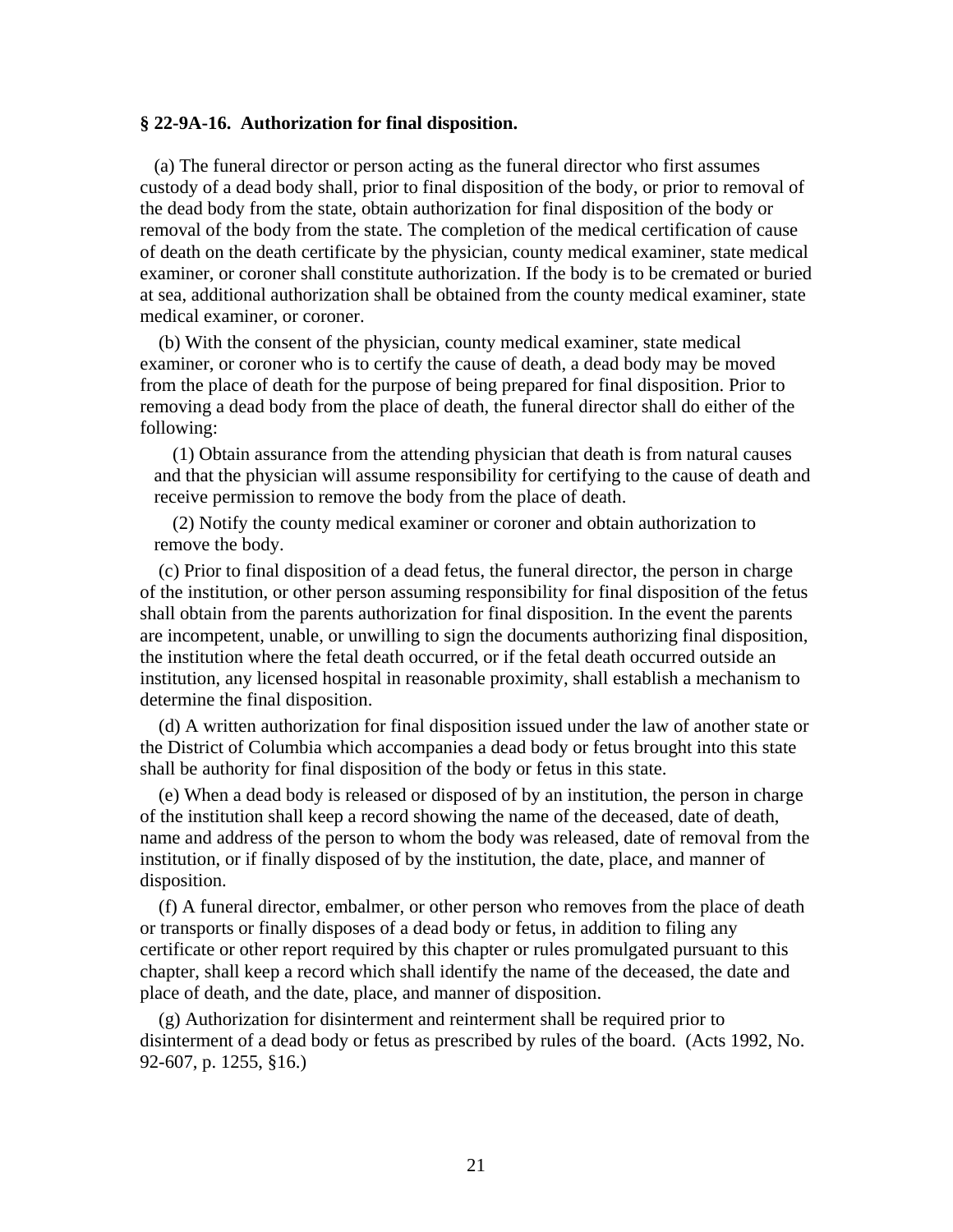**§ 22-9A-16. Authorization for final disposition.**

(a) The funeral director or person acting as the funeral director who first assumes custody of a dead body shall, prior to final disposition of the body, or prior to removal of the dead body from the state, obtain authorization for final disposition of the body or removal of the body from the state. The completion of the medical certification of cause of death on the death certificate by the physician, county medical examiner, state medical examiner, or coroner shall constitute authorization. If the body is to be cremated or buried at sea, additional authorization shall be obtained from the county medical examiner, state medical examiner, or coroner.

(b) With the consent of the physician, county medical examiner, state medical examiner, or coroner who is to certify the cause of death, a dead body may be moved from the place of death for the purpose of being prepared for final disposition. Prior to removing a dead body from the place of death, the funeral director shall do either of the following:

(1) Obtain assurance from the attending physician that death is from natural causes and that the physician will assume responsibility for certifying to the cause of death and receive permission to remove the body from the place of death.

(2) Notify the county medical examiner or coroner and obtain authorization to remove the body.

(c) Prior to final disposition of a dead fetus, the funeral director, the person in charge of the institution, or other person assuming responsibility for final disposition of the fetus shall obtain from the parents authorization for final disposition. In the event the parents are incompetent, unable, or unwilling to sign the documents authorizing final disposition, the institution where the fetal death occurred, or if the fetal death occurred outside an institution, any licensed hospital in reasonable proximity, shall establish a mechanism to determine the final disposition.

(d) A written authorization for final disposition issued under the law of another state or the District of Columbia which accompanies a dead body or fetus brought into this state shall be authority for final disposition of the body or fetus in this state.

(e) When a dead body is released or disposed of by an institution, the person in charge of the institution shall keep a record showing the name of the deceased, date of death, name and address of the person to whom the body was released, date of removal from the institution, or if finally disposed of by the institution, the date, place, and manner of disposition.

(f) A funeral director, embalmer, or other person who removes from the place of death or transports or finally disposes of a dead body or fetus, in addition to filing any certificate or other report required by this chapter or rules promulgated pursuant to this chapter, shall keep a record which shall identify the name of the deceased, the date and place of death, and the date, place, and manner of disposition.

(g) Authorization for disinterment and reinterment shall be required prior to disinterment of a dead body or fetus as prescribed by rules of the board. (Acts 1992, No. 92-607, p. 1255, §16.)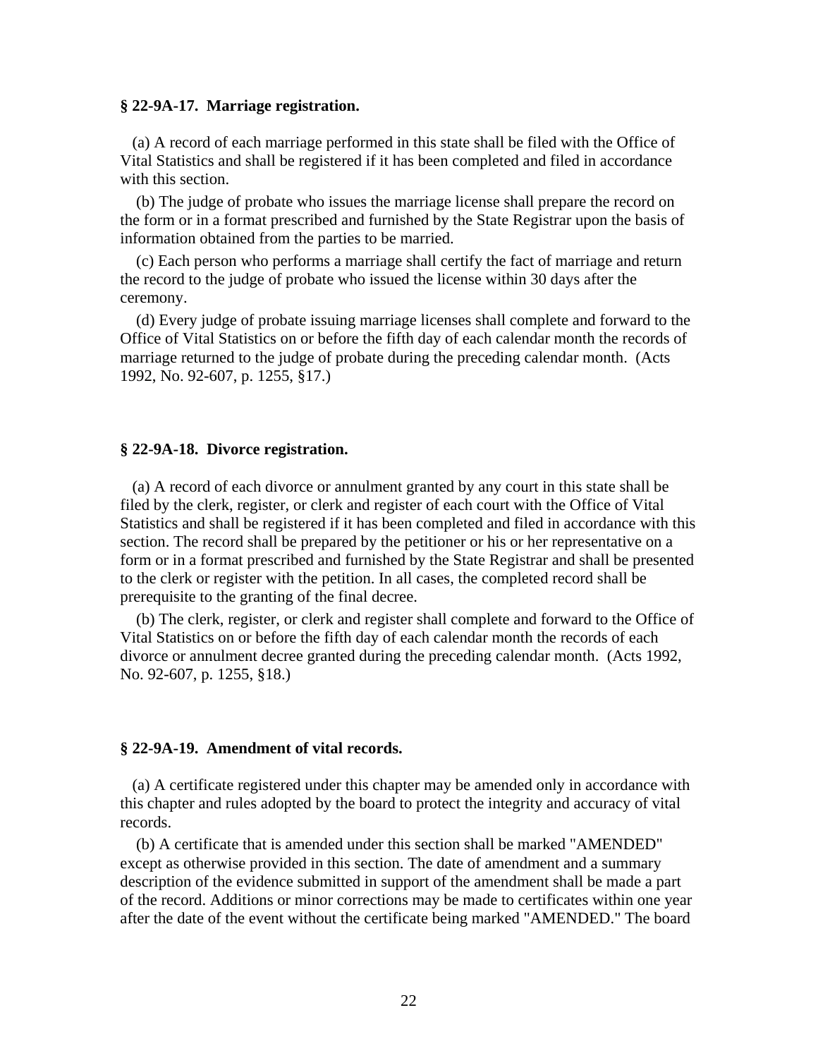**§ 22-9A-17. Marriage registration.**

(a) A record of each marriage performed in this state shall be filed with the Office of Vital Statistics and shall be registered if it has been completed and filed in accordance with this section.

(b) The judge of probate who issues the marriage license shall prepare the record on the form or in a format prescribed and furnished by the State Registrar upon the basis of information obtained from the parties to be married.

(c) Each person who performs a marriage shall certify the fact of marriage and return the record to the judge of probate who issued the license within 30 days after the ceremony.

(d) Every judge of probate issuing marriage licenses shall complete and forward to the Office of Vital Statistics on or before the fifth day of each calendar month the records of marriage returned to the judge of probate during the preceding calendar month. (Acts 1992, No. 92-607, p. 1255, §17.)

**§ 22-9A-18. Divorce registration.**

(a) A record of each divorce or annulment granted by any court in this state shall be filed by the clerk, register, or clerk and register of each court with the Office of Vital Statistics and shall be registered if it has been completed and filed in accordance with this section. The record shall be prepared by the petitioner or his or her representative on a form or in a format prescribed and furnished by the State Registrar and shall be presented to the clerk or register with the petition. In all cases, the completed record shall be prerequisite to the granting of the final decree.

(b) The clerk, register, or clerk and register shall complete and forward to the Office of Vital Statistics on or before the fifth day of each calendar month the records of each divorce or annulment decree granted during the preceding calendar month. (Acts 1992, No. 92-607, p. 1255, §18.)

**§ 22-9A-19. Amendment of vital records.**

(a) A certificate registered under this chapter may be amended only in accordance with this chapter and rules adopted by the board to protect the integrity and accuracy of vital records.

(b) A certificate that is amended under this section shall be marked "AMENDED" except as otherwise provided in this section. The date of amendment and a summary description of the evidence submitted in support of the amendment shall be made a part of the record. Additions or minor corrections may be made to certificates within one year after the date of the event without the certificate being marked "AMENDED." The board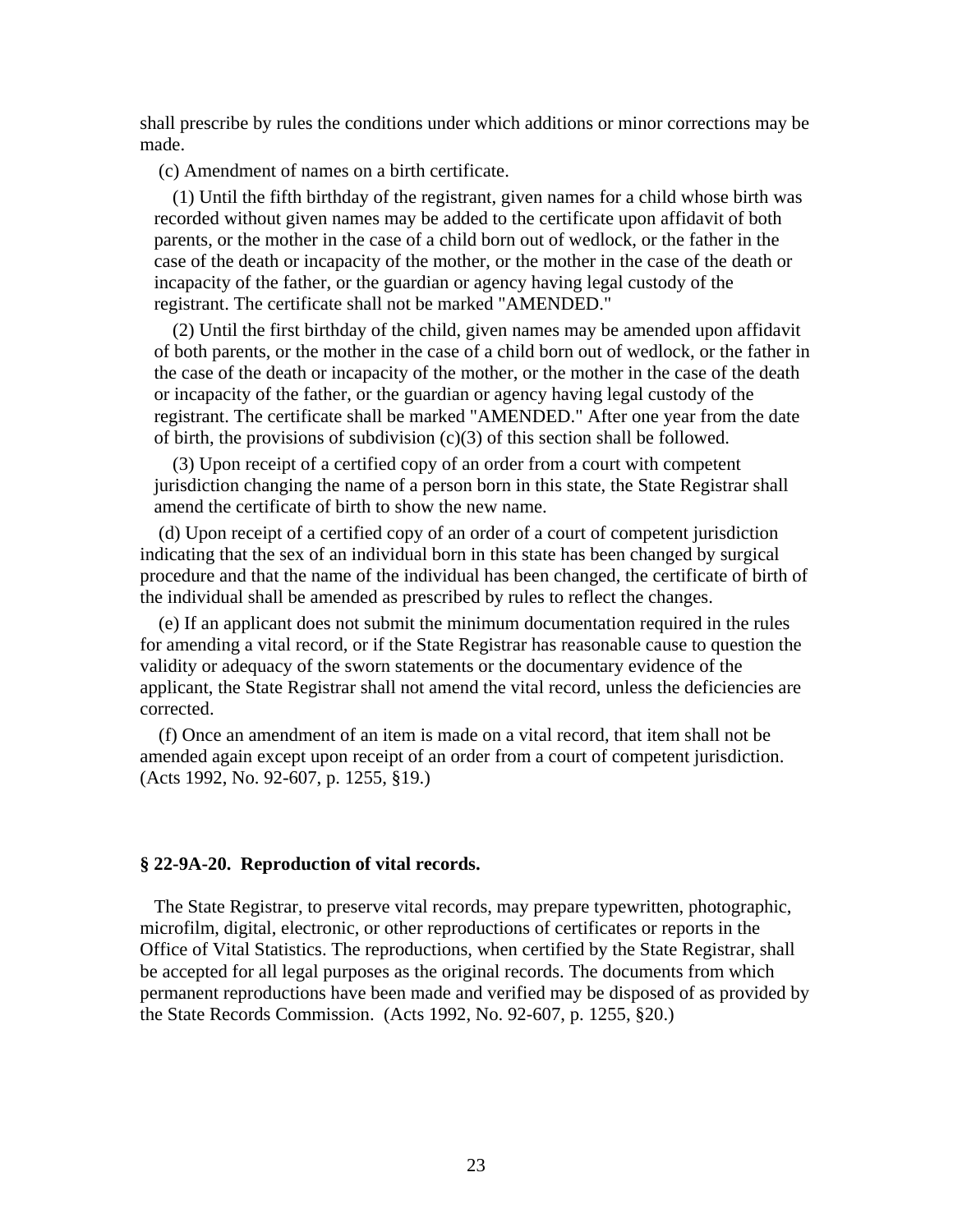shall prescribe by rules the conditions under which additions or minor corrections may be made.

(c) Amendment of names on a birth certificate.

(1) Until the fifth birthday of the registrant, given names for a child whose birth was recorded without given names may be added to the certificate upon affidavit of both parents, or the mother in the case of a child born out of wedlock, or the father in the case of the death or incapacity of the mother, or the mother in the case of the death or incapacity of the father, or the guardian or agency having legal custody of the registrant. The certificate shall not be marked "AMENDED."

(2) Until the first birthday of the child, given names may be amended upon affidavit of both parents, or the mother in the case of a child born out of wedlock, or the father in the case of the death or incapacity of the mother, or the mother in the case of the death or incapacity of the father, or the guardian or agency having legal custody of the registrant. The certificate shall be marked "AMENDED." After one year from the date of birth, the provisions of subdivision (c)(3) of this section shall be followed.

(3) Upon receipt of a certified copy of an order from a court with competent jurisdiction changing the name of a person born in this state, the State Registrar shall amend the certificate of birth to show the new name.

(d) Upon receipt of a certified copy of an order of a court of competent jurisdiction indicating that the sex of an individual born in this state has been changed by surgical procedure and that the name of the individual has been changed, the certificate of birth of the individual shall be amended as prescribed by rules to reflect the changes.

(e) If an applicant does not submit the minimum documentation required in the rules for amending a vital record, or if the State Registrar has reasonable cause to question the validity or adequacy of the sworn statements or the documentary evidence of the applicant, the State Registrar shall not amend the vital record, unless the deficiencies are corrected.

(f) Once an amendment of an item is made on a vital record, that item shall not be amended again except upon receipt of an order from a court of competent jurisdiction. (Acts 1992, No. 92-607, p. 1255, §19.)

**§ 22-9A-20. Reproduction of vital records.**

The State Registrar, to preserve vital records, may prepare typewritten, photographic, microfilm, digital, electronic, or other reproductions of certificates or reports in the Office of Vital Statistics. The reproductions, when certified by the State Registrar, shall be accepted for all legal purposes as the original records. The documents from which permanent reproductions have been made and verified may be disposed of as provided by the State Records Commission. (Acts 1992, No. 92-607, p. 1255, §20.)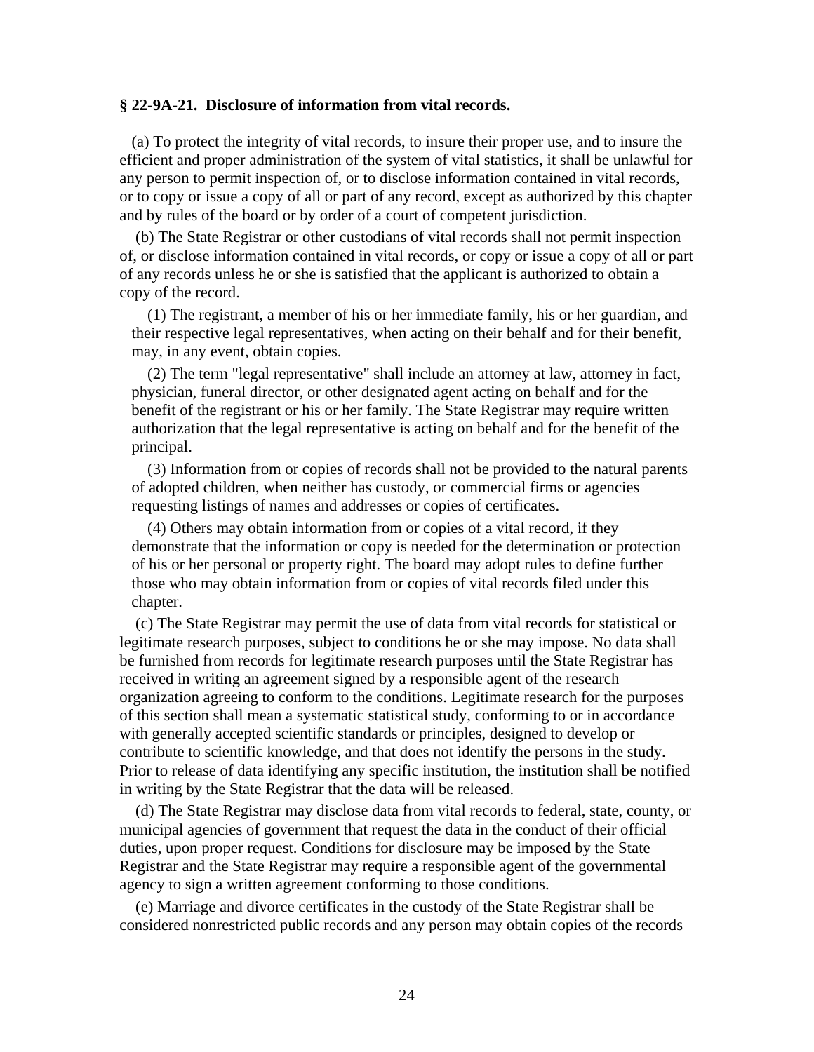**§ 22-9A-21. Disclosure of information from vital records.**

(a) To protect the integrity of vital records, to insure their proper use, and to insure the efficient and proper administration of the system of vital statistics, it shall be unlawful for any person to permit inspection of, or to disclose information contained in vital records, or to copy or issue a copy of all or part of any record, except as authorized by this chapter and by rules of the board or by order of a court of competent jurisdiction.

(b) The State Registrar or other custodians of vital records shall not permit inspection of, or disclose information contained in vital records, or copy or issue a copy of all or part of any records unless he or she is satisfied that the applicant is authorized to obtain a copy of the record.

(1) The registrant, a member of his or her immediate family, his or her guardian, and their respective legal representatives, when acting on their behalf and for their benefit, may, in any event, obtain copies.

(2) The term "legal representative" shall include an attorney at law, attorney in fact, physician, funeral director, or other designated agent acting on behalf and for the benefit of the registrant or his or her family. The State Registrar may require written authorization that the legal representative is acting on behalf and for the benefit of the principal.

(3) Information from or copies of records shall not be provided to the natural parents of adopted children, when neither has custody, or commercial firms or agencies requesting listings of names and addresses or copies of certificates.

(4) Others may obtain information from or copies of a vital record, if they demonstrate that the information or copy is needed for the determination or protection of his or her personal or property right. The board may adopt rules to define further those who may obtain information from or copies of vital records filed under this chapter.

(c) The State Registrar may permit the use of data from vital records for statistical or legitimate research purposes, subject to conditions he or she may impose. No data shall be furnished from records for legitimate research purposes until the State Registrar has received in writing an agreement signed by a responsible agent of the research organization agreeing to conform to the conditions. Legitimate research for the purposes of this section shall mean a systematic statistical study, conforming to or in accordance with generally accepted scientific standards or principles, designed to develop or contribute to scientific knowledge, and that does not identify the persons in the study. Prior to release of data identifying any specific institution, the institution shall be notified in writing by the State Registrar that the data will be released.

(d) The State Registrar may disclose data from vital records to federal, state, county, or municipal agencies of government that request the data in the conduct of their official duties, upon proper request. Conditions for disclosure may be imposed by the State Registrar and the State Registrar may require a responsible agent of the governmental agency to sign a written agreement conforming to those conditions.

(e) Marriage and divorce certificates in the custody of the State Registrar shall be considered nonrestricted public records and any person may obtain copies of the records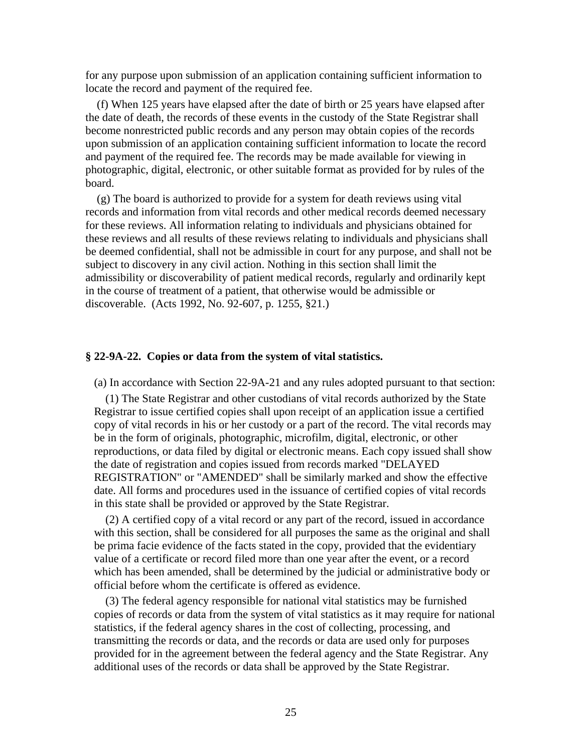for any purpose upon submission of an application containing sufficient information to locate the record and payment of the required fee.

(f) When 125 years have elapsed after the date of birth or 25 years have elapsed after the date of death, the records of these events in the custody of the State Registrar shall become nonrestricted public records and any person may obtain copies of the records upon submission of an application containing sufficient information to locate the record and payment of the required fee. The records may be made available for viewing in photographic, digital, electronic, or other suitable format as provided for by rules of the board.

(g) The board is authorized to provide for a system for death reviews using vital records and information from vital records and other medical records deemed necessary for these reviews. All information relating to individuals and physicians obtained for these reviews and all results of these reviews relating to individuals and physicians shall be deemed confidential, shall not be admissible in court for any purpose, and shall not be subject to discovery in any civil action. Nothing in this section shall limit the admissibility or discoverability of patient medical records, regularly and ordinarily kept in the course of treatment of a patient, that otherwise would be admissible or discoverable. (Acts 1992, No. 92-607, p. 1255, §21.)

**§ 22-9A-22. Copies or data from the system of vital statistics.**

(a) In accordance with Section 22-9A-21 and any rules adopted pursuant to that section:

(1) The State Registrar and other custodians of vital records authorized by the State Registrar to issue certified copies shall upon receipt of an application issue a certified copy of vital records in his or her custody or a part of the record. The vital records may be in the form of originals, photographic, microfilm, digital, electronic, or other reproductions, or data filed by digital or electronic means. Each copy issued shall show the date of registration and copies issued from records marked "DELAYED REGISTRATION" or "AMENDED" shall be similarly marked and show the effective date. All forms and procedures used in the issuance of certified copies of vital records in this state shall be provided or approved by the State Registrar.

(2) A certified copy of a vital record or any part of the record, issued in accordance with this section, shall be considered for all purposes the same as the original and shall be prima facie evidence of the facts stated in the copy, provided that the evidentiary value of a certificate or record filed more than one year after the event, or a record which has been amended, shall be determined by the judicial or administrative body or official before whom the certificate is offered as evidence.

(3) The federal agency responsible for national vital statistics may be furnished copies of records or data from the system of vital statistics as it may require for national statistics, if the federal agency shares in the cost of collecting, processing, and transmitting the records or data, and the records or data are used only for purposes provided for in the agreement between the federal agency and the State Registrar. Any additional uses of the records or data shall be approved by the State Registrar.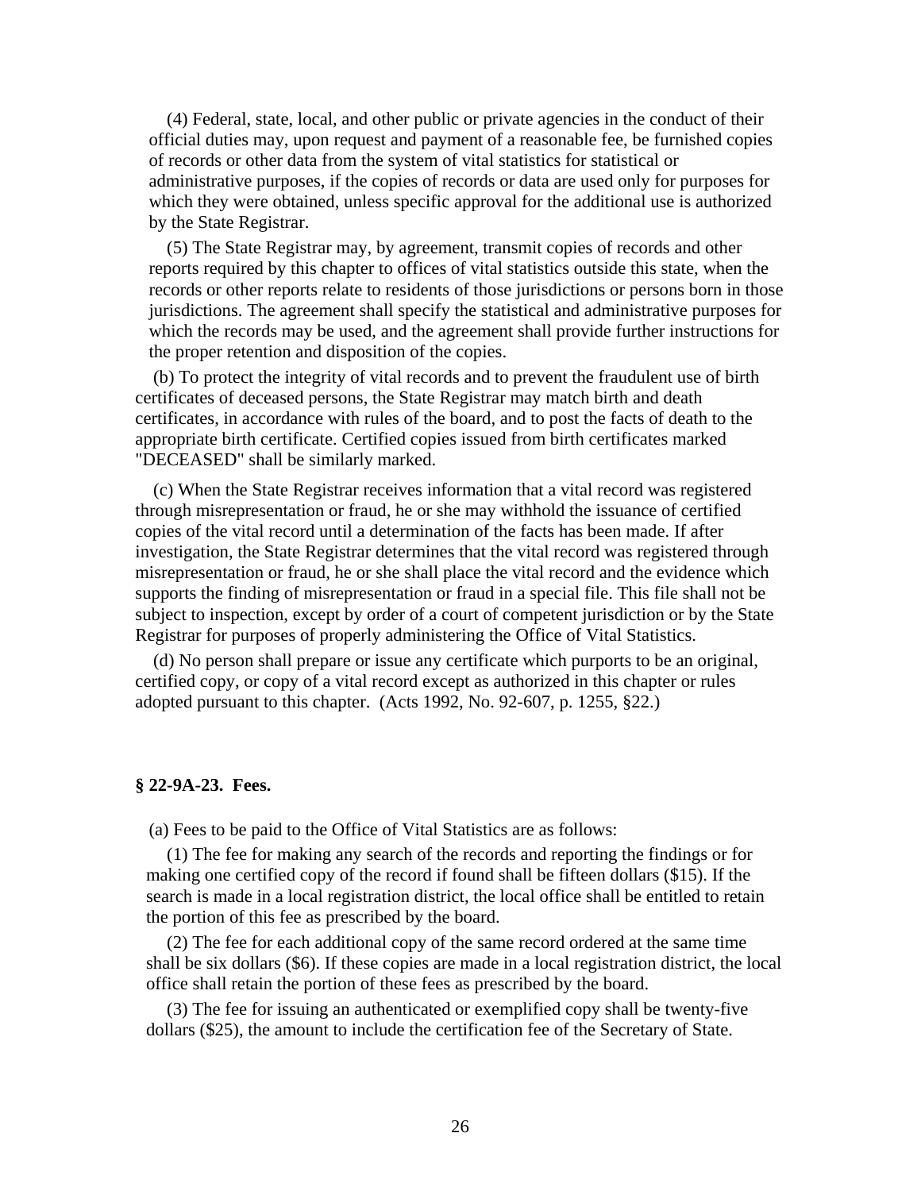(4) Federal, state, local, and other public or private agencies in the conduct of their official duties may, upon request and payment of a reasonable fee, be furnished copies of records or other data from the system of vital statistics for statistical or administrative purposes, if the copies of records or data are used only for purposes for which they were obtained, unless specific approval for the additional use is authorized by the State Registrar.

(5) The State Registrar may, by agreement, transmit copies of records and other reports required by this chapter to offices of vital statistics outside this state, when the records or other reports relate to residents of those jurisdictions or persons born in those jurisdictions. The agreement shall specify the statistical and administrative purposes for which the records may be used, and the agreement shall provide further instructions for the proper retention and disposition of the copies.

(b) To protect the integrity of vital records and to prevent the fraudulent use of birth certificates of deceased persons, the State Registrar may match birth and death certificates, in accordance with rules of the board, and to post the facts of death to the appropriate birth certificate. Certified copies issued from birth certificates marked "DECEASED" shall be similarly marked.

(c) When the State Registrar receives information that a vital record was registered through misrepresentation or fraud, he or she may withhold the issuance of certified copies of the vital record until a determination of the facts has been made. If after investigation, the State Registrar determines that the vital record was registered through misrepresentation or fraud, he or she shall place the vital record and the evidence which supports the finding of misrepresentation or fraud in a special file. This file shall not be subject to inspection, except by order of a court of competent jurisdiction or by the State Registrar for purposes of properly administering the Office of Vital Statistics.

(d) No person shall prepare or issue any certificate which purports to be an original, certified copy, or copy of a vital record except as authorized in this chapter or rules adopted pursuant to this chapter. (Acts 1992, No. 92-607, p. 1255, §22.)

### § 22-9A-23. Fees.

(a) Fees to be paid to the Office of Vital Statistics are as follows:

(1) The fee for making any search of the records and reporting the findings or for making one certified copy of the record if found shall be fifteen dollars ($15). If the search is made in a local registration district, the local office shall be entitled to retain the portion of this fee as prescribed by the board.

(2) The fee for each additional copy of the same record ordered at the same time shall be six dollars ($6). If these copies are made in a local registration district, the local office shall retain the portion of these fees as prescribed by the board.

(3) The fee for issuing an authenticated or exemplified copy shall be twenty-five dollars ($25), the amount to include the certification fee of the Secretary of State.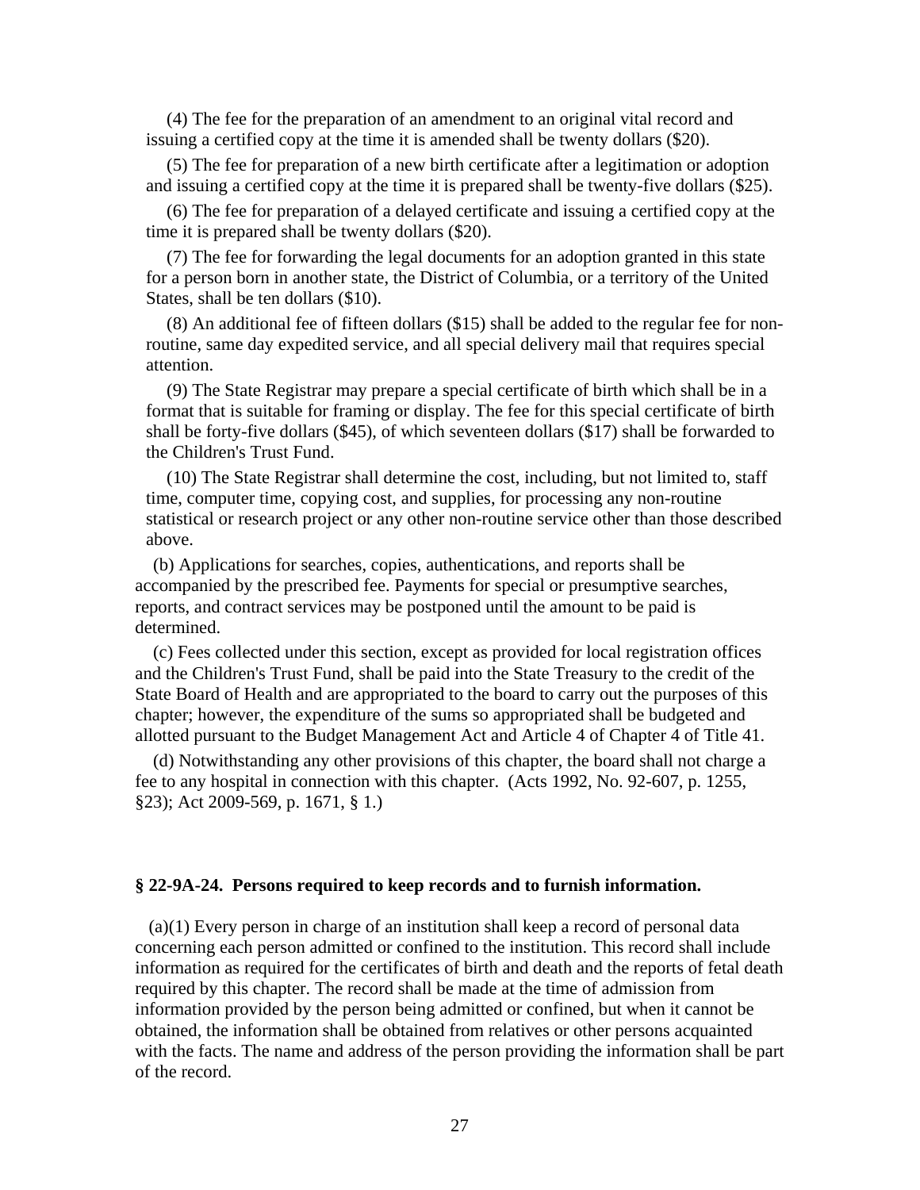(4) The fee for the preparation of an amendment to an original vital record and issuing a certified copy at the time it is amended shall be twenty dollars ($20).

(5) The fee for preparation of a new birth certificate after a legitimation or adoption and issuing a certified copy at the time it is prepared shall be twenty-five dollars ($25).

(6) The fee for preparation of a delayed certificate and issuing a certified copy at the time it is prepared shall be twenty dollars ($20).

(7) The fee for forwarding the legal documents for an adoption granted in this state for a person born in another state, the District of Columbia, or a territory of the United States, shall be ten dollars ($10).

(8) An additional fee of fifteen dollars ($15) shall be added to the regular fee for non-routine, same day expedited service, and all special delivery mail that requires special attention.

(9) The State Registrar may prepare a special certificate of birth which shall be in a format that is suitable for framing or display. The fee for this special certificate of birth shall be forty-five dollars ($45), of which seventeen dollars ($17) shall be forwarded to the Children's Trust Fund.

(10) The State Registrar shall determine the cost, including, but not limited to, staff time, computer time, copying cost, and supplies, for processing any non-routine statistical or research project or any other non-routine service other than those described above.

(b) Applications for searches, copies, authentications, and reports shall be accompanied by the prescribed fee. Payments for special or presumptive searches, reports, and contract services may be postponed until the amount to be paid is determined.

(c) Fees collected under this section, except as provided for local registration offices and the Children's Trust Fund, shall be paid into the State Treasury to the credit of the State Board of Health and are appropriated to the board to carry out the purposes of this chapter; however, the expenditure of the sums so appropriated shall be budgeted and allotted pursuant to the Budget Management Act and Article 4 of Chapter 4 of Title 41.

(d) Notwithstanding any other provisions of this chapter, the board shall not charge a fee to any hospital in connection with this chapter. (Acts 1992, No. 92-607, p. 1255, §23); Act 2009-569, p. 1671, § 1.)

**§ 22-9A-24. Persons required to keep records and to furnish information.**

(a)(1) Every person in charge of an institution shall keep a record of personal data concerning each person admitted or confined to the institution. This record shall include information as required for the certificates of birth and death and the reports of fetal death required by this chapter. The record shall be made at the time of admission from information provided by the person being admitted or confined, but when it cannot be obtained, the information shall be obtained from relatives or other persons acquainted with the facts. The name and address of the person providing the information shall be part of the record.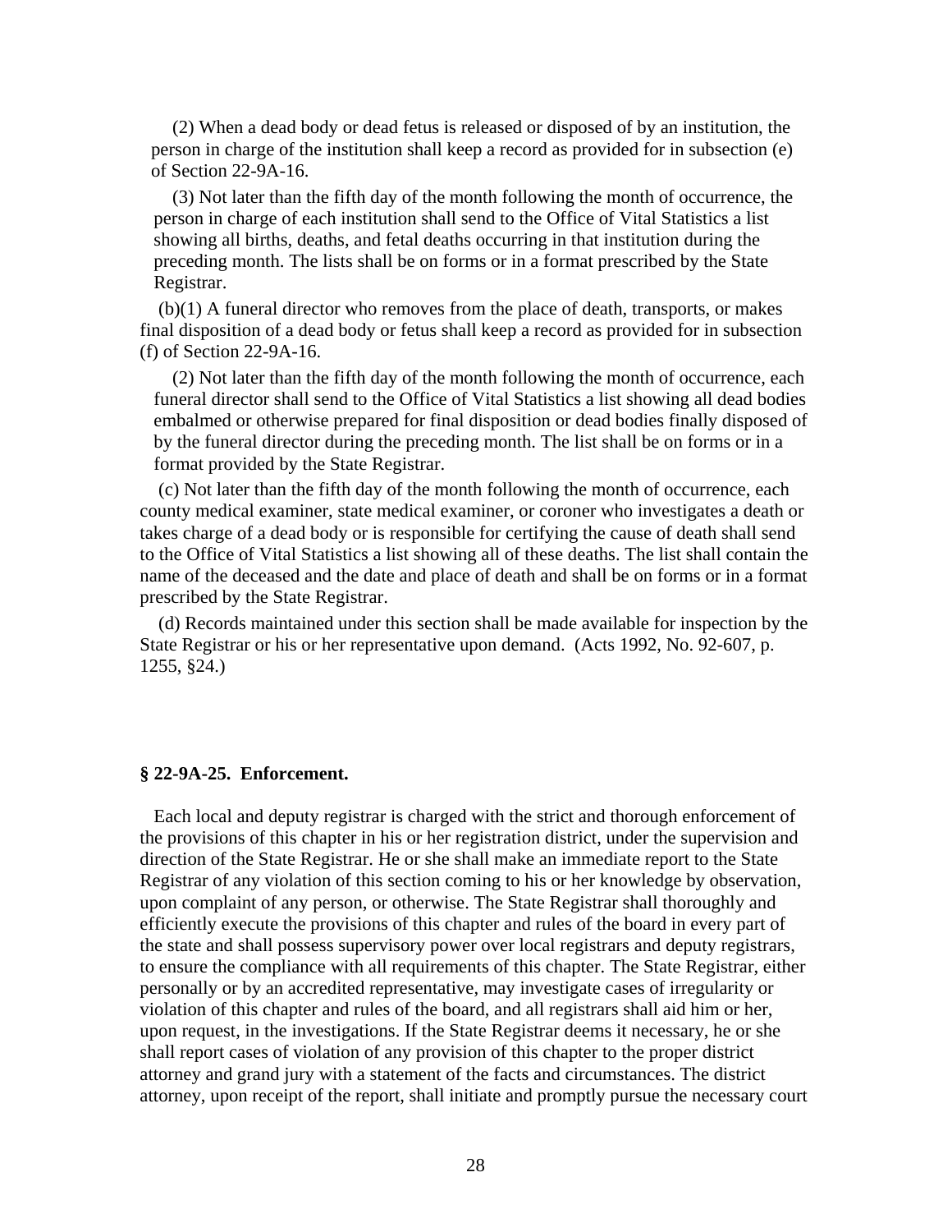(2) When a dead body or dead fetus is released or disposed of by an institution, the person in charge of the institution shall keep a record as provided for in subsection (e) of Section 22-9A-16.

(3) Not later than the fifth day of the month following the month of occurrence, the person in charge of each institution shall send to the Office of Vital Statistics a list showing all births, deaths, and fetal deaths occurring in that institution during the preceding month. The lists shall be on forms or in a format prescribed by the State Registrar.

(b)(1) A funeral director who removes from the place of death, transports, or makes final disposition of a dead body or fetus shall keep a record as provided for in subsection (f) of Section 22-9A-16.

(2) Not later than the fifth day of the month following the month of occurrence, each funeral director shall send to the Office of Vital Statistics a list showing all dead bodies embalmed or otherwise prepared for final disposition or dead bodies finally disposed of by the funeral director during the preceding month. The list shall be on forms or in a format provided by the State Registrar.

(c) Not later than the fifth day of the month following the month of occurrence, each county medical examiner, state medical examiner, or coroner who investigates a death or takes charge of a dead body or is responsible for certifying the cause of death shall send to the Office of Vital Statistics a list showing all of these deaths. The list shall contain the name of the deceased and the date and place of death and shall be on forms or in a format prescribed by the State Registrar.

(d) Records maintained under this section shall be made available for inspection by the State Registrar or his or her representative upon demand. (Acts 1992, No. 92-607, p. 1255, §24.)

### § 22-9A-25. Enforcement.

Each local and deputy registrar is charged with the strict and thorough enforcement of the provisions of this chapter in his or her registration district, under the supervision and direction of the State Registrar. He or she shall make an immediate report to the State Registrar of any violation of this section coming to his or her knowledge by observation, upon complaint of any person, or otherwise. The State Registrar shall thoroughly and efficiently execute the provisions of this chapter and rules of the board in every part of the state and shall possess supervisory power over local registrars and deputy registrars, to ensure the compliance with all requirements of this chapter. The State Registrar, either personally or by an accredited representative, may investigate cases of irregularity or violation of this chapter and rules of the board, and all registrars shall aid him or her, upon request, in the investigations. If the State Registrar deems it necessary, he or she shall report cases of violation of any provision of this chapter to the proper district attorney and grand jury with a statement of the facts and circumstances. The district attorney, upon receipt of the report, shall initiate and promptly pursue the necessary court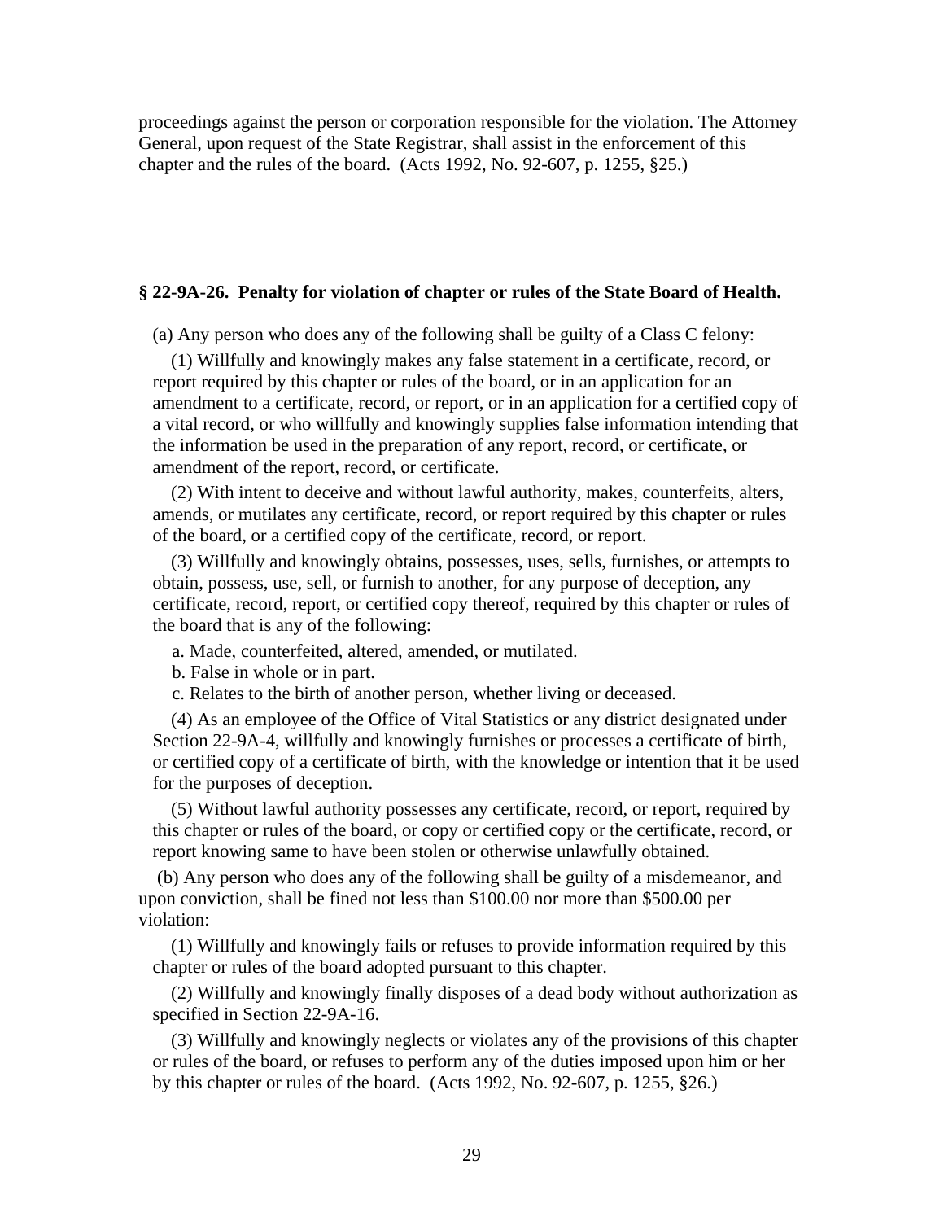proceedings against the person or corporation responsible for the violation. The Attorney General, upon request of the State Registrar, shall assist in the enforcement of this chapter and the rules of the board. (Acts 1992, No. 92-607, p. 1255, §25.)

**§ 22-9A-26. Penalty for violation of chapter or rules of the State Board of Health.**

(a) Any person who does any of the following shall be guilty of a Class C felony:

(1) Willfully and knowingly makes any false statement in a certificate, record, or report required by this chapter or rules of the board, or in an application for an amendment to a certificate, record, or report, or in an application for a certified copy of a vital record, or who willfully and knowingly supplies false information intending that the information be used in the preparation of any report, record, or certificate, or amendment of the report, record, or certificate.

(2) With intent to deceive and without lawful authority, makes, counterfeits, alters, amends, or mutilates any certificate, record, or report required by this chapter or rules of the board, or a certified copy of the certificate, record, or report.

(3) Willfully and knowingly obtains, possesses, uses, sells, furnishes, or attempts to obtain, possess, use, sell, or furnish to another, for any purpose of deception, any certificate, record, report, or certified copy thereof, required by this chapter or rules of the board that is any of the following:

a. Made, counterfeited, altered, amended, or mutilated.

b. False in whole or in part.

c. Relates to the birth of another person, whether living or deceased.

(4) As an employee of the Office of Vital Statistics or any district designated under Section 22-9A-4, willfully and knowingly furnishes or processes a certificate of birth, or certified copy of a certificate of birth, with the knowledge or intention that it be used for the purposes of deception.

(5) Without lawful authority possesses any certificate, record, or report, required by this chapter or rules of the board, or copy or certified copy or the certificate, record, or report knowing same to have been stolen or otherwise unlawfully obtained.

(b) Any person who does any of the following shall be guilty of a misdemeanor, and upon conviction, shall be fined not less than $100.00 nor more than $500.00 per violation:

(1) Willfully and knowingly fails or refuses to provide information required by this chapter or rules of the board adopted pursuant to this chapter.

(2) Willfully and knowingly finally disposes of a dead body without authorization as specified in Section 22-9A-16.

(3) Willfully and knowingly neglects or violates any of the provisions of this chapter or rules of the board, or refuses to perform any of the duties imposed upon him or her by this chapter or rules of the board. (Acts 1992, No. 92-607, p. 1255, §26.)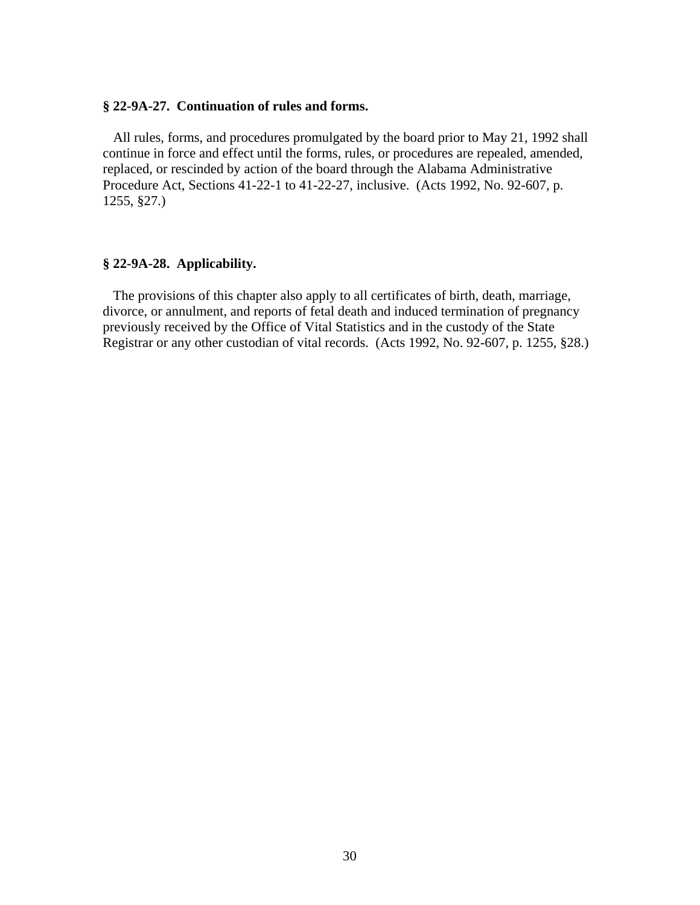**§ 22-9A-27. Continuation of rules and forms.**

All rules, forms, and procedures promulgated by the board prior to May 21, 1992 shall continue in force and effect until the forms, rules, or procedures are repealed, amended, replaced, or rescinded by action of the board through the Alabama Administrative Procedure Act, Sections 41-22-1 to 41-22-27, inclusive. (Acts 1992, No. 92-607, p. 1255, §27.)

**§ 22-9A-28. Applicability.**

The provisions of this chapter also apply to all certificates of birth, death, marriage, divorce, or annulment, and reports of fetal death and induced termination of pregnancy previously received by the Office of Vital Statistics and in the custody of the State Registrar or any other custodian of vital records. (Acts 1992, No. 92-607, p. 1255, §28.)